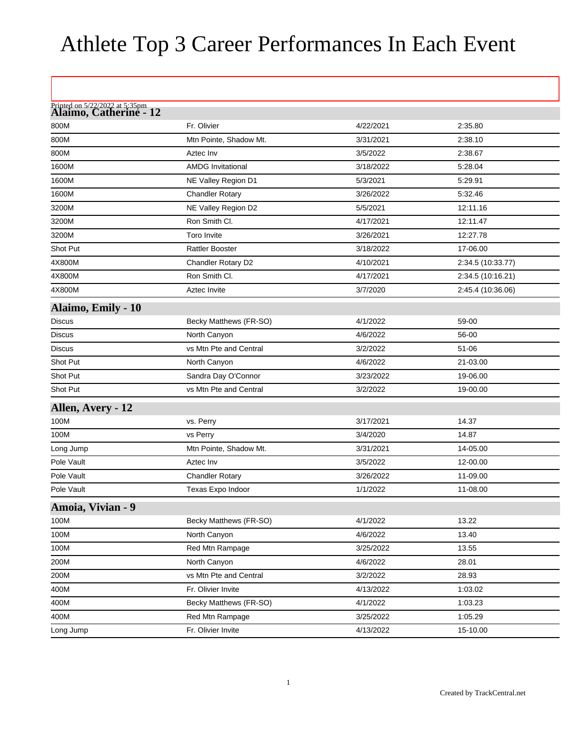# Athlete Top 3 Career Performances In Each Event

Printed on 5/22/2022 at 5:35pm

## Alaimo, Catherine - 12

| | | | |
|---|---|---|---|
| 800M | Fr. Olivier | 4/22/2021 | 2:35.80 |
| 800M | Mtn Pointe, Shadow Mt. | 3/31/2021 | 2:38.10 |
| 800M | Aztec Inv | 3/5/2022 | 2:38.67 |
| 1600M | AMDG Invitational | 3/18/2022 | 5:28.04 |
| 1600M | NE Valley Region D1 | 5/3/2021 | 5:29.91 |
| 1600M | Chandler Rotary | 3/26/2022 | 5:32.46 |
| 3200M | NE Valley Region D2 | 5/5/2021 | 12:11.16 |
| 3200M | Ron Smith Cl. | 4/17/2021 | 12:11.47 |
| 3200M | Toro Invite | 3/26/2021 | 12:27.78 |
| Shot Put | Rattler Booster | 3/18/2022 | 17-06.00 |
| 4X800M | Chandler Rotary D2 | 4/10/2021 | 2:34.5 (10:33.77) |
| 4X800M | Ron Smith Cl. | 4/17/2021 | 2:34.5 (10:16.21) |
| 4X800M | Aztec Invite | 3/7/2020 | 2:45.4 (10:36.06) |

## Alaimo, Emily - 10

| | | | |
|---|---|---|---|
| Discus | Becky Matthews (FR-SO) | 4/1/2022 | 59-00 |
| Discus | North Canyon | 4/6/2022 | 56-00 |
| Discus | vs Mtn Pte and Central | 3/2/2022 | 51-06 |
| Shot Put | North Canyon | 4/6/2022 | 21-03.00 |
| Shot Put | Sandra Day O'Connor | 3/23/2022 | 19-06.00 |
| Shot Put | vs Mtn Pte and Central | 3/2/2022 | 19-00.00 |

## Allen, Avery - 12

| | | | |
|---|---|---|---|
| 100M | vs. Perry | 3/17/2021 | 14.37 |
| 100M | vs Perry | 3/4/2020 | 14.87 |
| Long Jump | Mtn Pointe, Shadow Mt. | 3/31/2021 | 14-05.00 |
| Pole Vault | Aztec Inv | 3/5/2022 | 12-00.00 |
| Pole Vault | Chandler Rotary | 3/26/2022 | 11-09.00 |
| Pole Vault | Texas Expo Indoor | 1/1/2022 | 11-08.00 |

## Amoia, Vivian - 9

| | | | |
|---|---|---|---|
| 100M | Becky Matthews (FR-SO) | 4/1/2022 | 13.22 |
| 100M | North Canyon | 4/6/2022 | 13.40 |
| 100M | Red Mtn Rampage | 3/25/2022 | 13.55 |
| 200M | North Canyon | 4/6/2022 | 28.01 |
| 200M | vs Mtn Pte and Central | 3/2/2022 | 28.93 |
| 400M | Fr. Olivier Invite | 4/13/2022 | 1:03.02 |
| 400M | Becky Matthews (FR-SO) | 4/1/2022 | 1:03.23 |
| 400M | Red Mtn Rampage | 3/25/2022 | 1:05.29 |
| Long Jump | Fr. Olivier Invite | 4/13/2022 | 15-10.00 |

Created by TrackCentral.net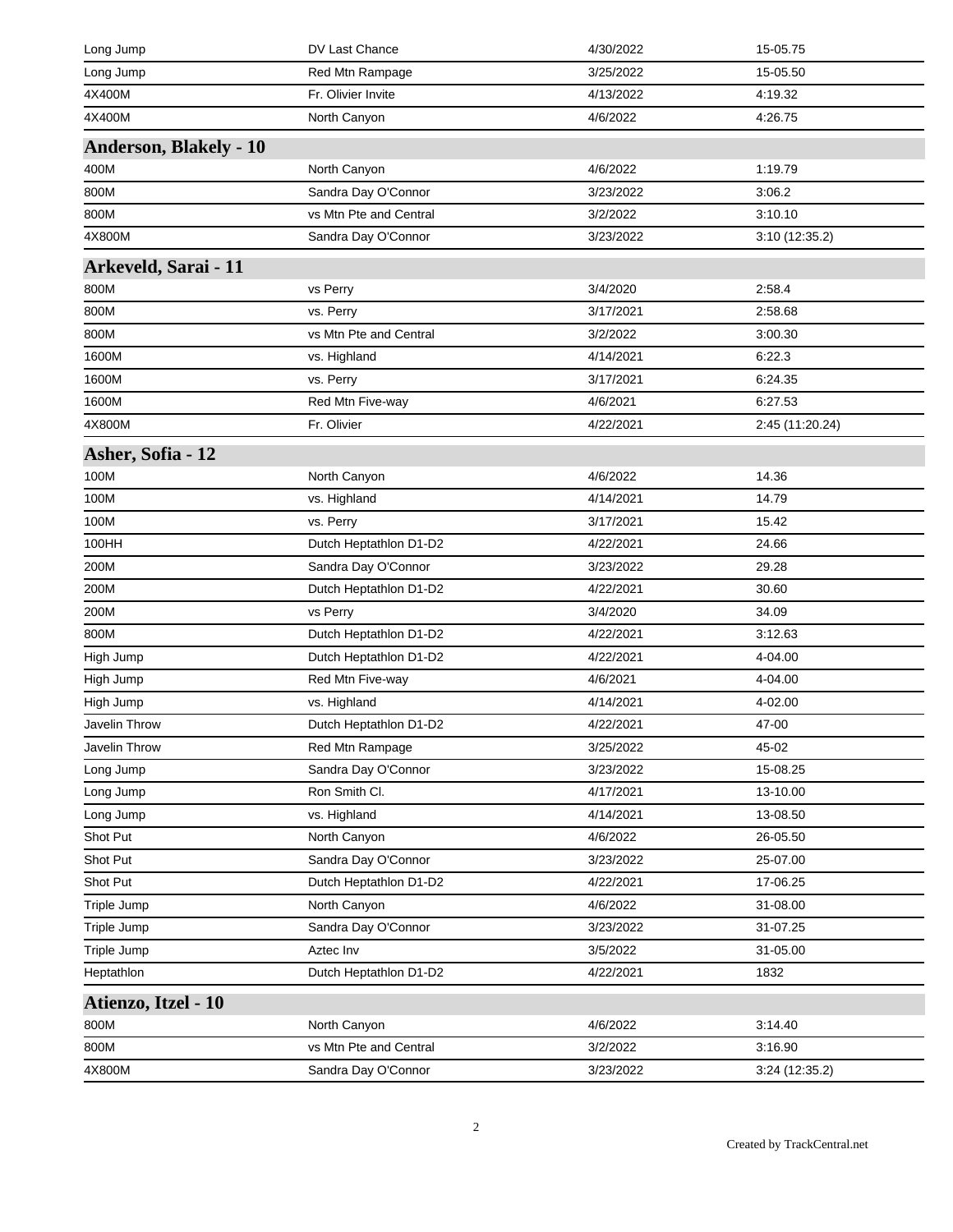| | | | |
|---|---|---|---|
| Long Jump | DV Last Chance | 4/30/2022 | 15-05.75 |
| Long Jump | Red Mtn Rampage | 3/25/2022 | 15-05.50 |
| 4X400M | Fr. Olivier Invite | 4/13/2022 | 4:19.32 |
| 4X400M | North Canyon | 4/6/2022 | 4:26.75 |

### Anderson, Blakely - 10

| | | | |
|---|---|---|---|
| 400M | North Canyon | 4/6/2022 | 1:19.79 |
| 800M | Sandra Day O'Connor | 3/23/2022 | 3:06.2 |
| 800M | vs Mtn Pte and Central | 3/2/2022 | 3:10.10 |
| 4X800M | Sandra Day O'Connor | 3/23/2022 | 3:10 (12:35.2) |

### Arkeveld, Sarai - 11

| | | | |
|---|---|---|---|
| 800M | vs Perry | 3/4/2020 | 2:58.4 |
| 800M | vs. Perry | 3/17/2021 | 2:58.68 |
| 800M | vs Mtn Pte and Central | 3/2/2022 | 3:00.30 |
| 1600M | vs. Highland | 4/14/2021 | 6:22.3 |
| 1600M | vs. Perry | 3/17/2021 | 6:24.35 |
| 1600M | Red Mtn Five-way | 4/6/2021 | 6:27.53 |
| 4X800M | Fr. Olivier | 4/22/2021 | 2:45 (11:20.24) |

### Asher, Sofia - 12

| | | | |
|---|---|---|---|
| 100M | North Canyon | 4/6/2022 | 14.36 |
| 100M | vs. Highland | 4/14/2021 | 14.79 |
| 100M | vs. Perry | 3/17/2021 | 15.42 |
| 100HH | Dutch Heptathlon D1-D2 | 4/22/2021 | 24.66 |
| 200M | Sandra Day O'Connor | 3/23/2022 | 29.28 |
| 200M | Dutch Heptathlon D1-D2 | 4/22/2021 | 30.60 |
| 200M | vs Perry | 3/4/2020 | 34.09 |
| 800M | Dutch Heptathlon D1-D2 | 4/22/2021 | 3:12.63 |
| High Jump | Dutch Heptathlon D1-D2 | 4/22/2021 | 4-04.00 |
| High Jump | Red Mtn Five-way | 4/6/2021 | 4-04.00 |
| High Jump | vs. Highland | 4/14/2021 | 4-02.00 |
| Javelin Throw | Dutch Heptathlon D1-D2 | 4/22/2021 | 47-00 |
| Javelin Throw | Red Mtn Rampage | 3/25/2022 | 45-02 |
| Long Jump | Sandra Day O'Connor | 3/23/2022 | 15-08.25 |
| Long Jump | Ron Smith Cl. | 4/17/2021 | 13-10.00 |
| Long Jump | vs. Highland | 4/14/2021 | 13-08.50 |
| Shot Put | North Canyon | 4/6/2022 | 26-05.50 |
| Shot Put | Sandra Day O'Connor | 3/23/2022 | 25-07.00 |
| Shot Put | Dutch Heptathlon D1-D2 | 4/22/2021 | 17-06.25 |
| Triple Jump | North Canyon | 4/6/2022 | 31-08.00 |
| Triple Jump | Sandra Day O'Connor | 3/23/2022 | 31-07.25 |
| Triple Jump | Aztec Inv | 3/5/2022 | 31-05.00 |
| Heptathlon | Dutch Heptathlon D1-D2 | 4/22/2021 | 1832 |

### Atienzo, Itzel - 10

| | | | |
|---|---|---|---|
| 800M | North Canyon | 4/6/2022 | 3:14.40 |
| 800M | vs Mtn Pte and Central | 3/2/2022 | 3:16.90 |
| 4X800M | Sandra Day O'Connor | 3/23/2022 | 3:24 (12:35.2) |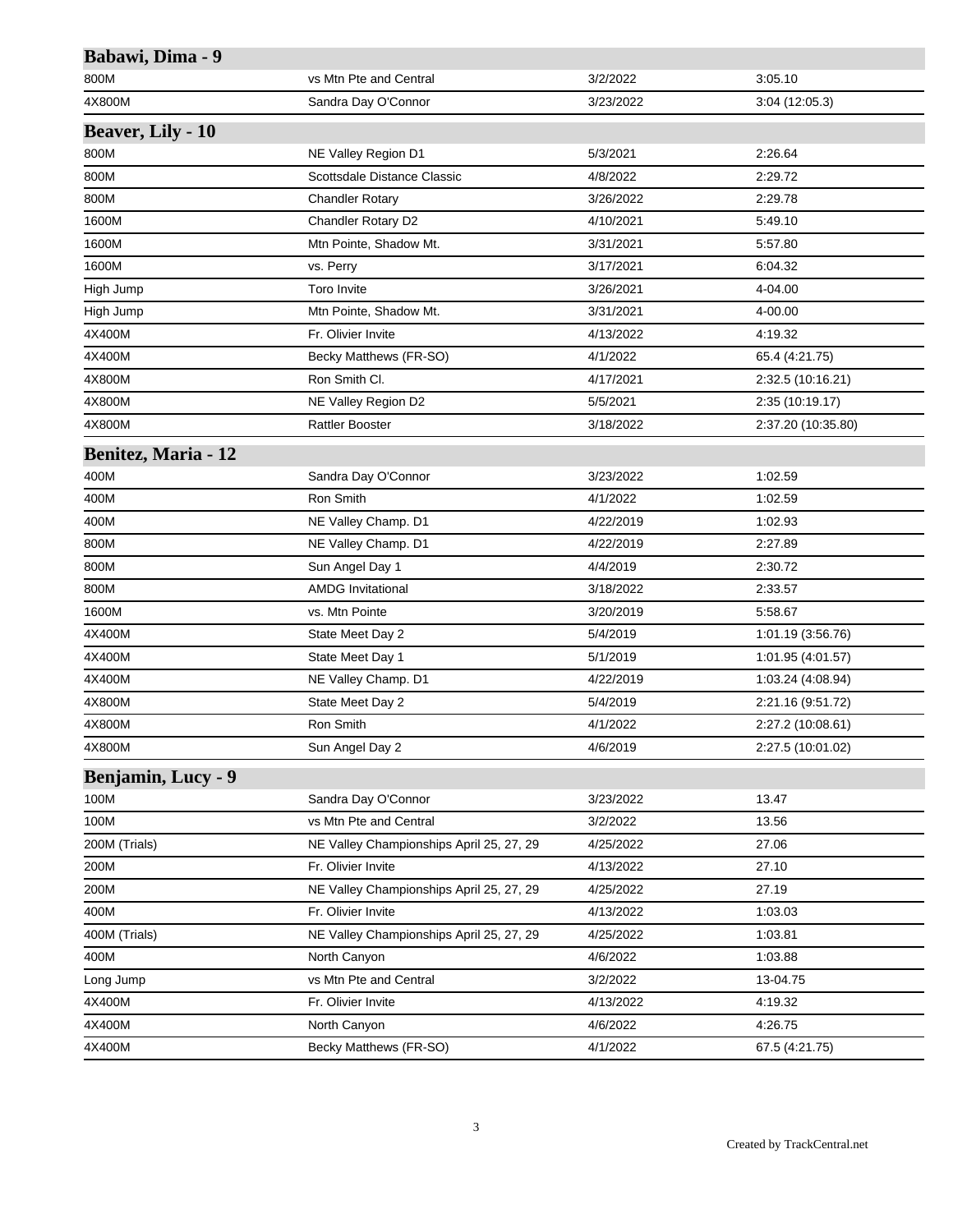## Babawi, Dima - 9

| | | | |
|---|---|---|---|
| 800M | vs Mtn Pte and Central | 3/2/2022 | 3:05.10 |
| 4X800M | Sandra Day O'Connor | 3/23/2022 | 3:04 (12:05.3) |

## Beaver, Lily - 10

| | | | |
|---|---|---|---|
| 800M | NE Valley Region D1 | 5/3/2021 | 2:26.64 |
| 800M | Scottsdale Distance Classic | 4/8/2022 | 2:29.72 |
| 800M | Chandler Rotary | 3/26/2022 | 2:29.78 |
| 1600M | Chandler Rotary D2 | 4/10/2021 | 5:49.10 |
| 1600M | Mtn Pointe, Shadow Mt. | 3/31/2021 | 5:57.80 |
| 1600M | vs. Perry | 3/17/2021 | 6:04.32 |
| High Jump | Toro Invite | 3/26/2021 | 4-04.00 |
| High Jump | Mtn Pointe, Shadow Mt. | 3/31/2021 | 4-00.00 |
| 4X400M | Fr. Olivier Invite | 4/13/2022 | 4:19.32 |
| 4X400M | Becky Matthews (FR-SO) | 4/1/2022 | 65.4 (4:21.75) |
| 4X800M | Ron Smith Cl. | 4/17/2021 | 2:32.5 (10:16.21) |
| 4X800M | NE Valley Region D2 | 5/5/2021 | 2:35 (10:19.17) |
| 4X800M | Rattler Booster | 3/18/2022 | 2:37.20 (10:35.80) |

## Benitez, Maria - 12

| | | | |
|---|---|---|---|
| 400M | Sandra Day O'Connor | 3/23/2022 | 1:02.59 |
| 400M | Ron Smith | 4/1/2022 | 1:02.59 |
| 400M | NE Valley Champ. D1 | 4/22/2019 | 1:02.93 |
| 800M | NE Valley Champ. D1 | 4/22/2019 | 2:27.89 |
| 800M | Sun Angel Day 1 | 4/4/2019 | 2:30.72 |
| 800M | AMDG Invitational | 3/18/2022 | 2:33.57 |
| 1600M | vs. Mtn Pointe | 3/20/2019 | 5:58.67 |
| 4X400M | State Meet Day 2 | 5/4/2019 | 1:01.19 (3:56.76) |
| 4X400M | State Meet Day 1 | 5/1/2019 | 1:01.95 (4:01.57) |
| 4X400M | NE Valley Champ. D1 | 4/22/2019 | 1:03.24 (4:08.94) |
| 4X800M | State Meet Day 2 | 5/4/2019 | 2:21.16 (9:51.72) |
| 4X800M | Ron Smith | 4/1/2022 | 2:27.2 (10:08.61) |
| 4X800M | Sun Angel Day 2 | 4/6/2019 | 2:27.5 (10:01.02) |

## Benjamin, Lucy - 9

| | | | |
|---|---|---|---|
| 100M | Sandra Day O'Connor | 3/23/2022 | 13.47 |
| 100M | vs Mtn Pte and Central | 3/2/2022 | 13.56 |
| 200M (Trials) | NE Valley Championships April 25, 27, 29 | 4/25/2022 | 27.06 |
| 200M | Fr. Olivier Invite | 4/13/2022 | 27.10 |
| 200M | NE Valley Championships April 25, 27, 29 | 4/25/2022 | 27.19 |
| 400M | Fr. Olivier Invite | 4/13/2022 | 1:03.03 |
| 400M (Trials) | NE Valley Championships April 25, 27, 29 | 4/25/2022 | 1:03.81 |
| 400M | North Canyon | 4/6/2022 | 1:03.88 |
| Long Jump | vs Mtn Pte and Central | 3/2/2022 | 13-04.75 |
| 4X400M | Fr. Olivier Invite | 4/13/2022 | 4:19.32 |
| 4X400M | North Canyon | 4/6/2022 | 4:26.75 |
| 4X400M | Becky Matthews (FR-SO) | 4/1/2022 | 67.5 (4:21.75) |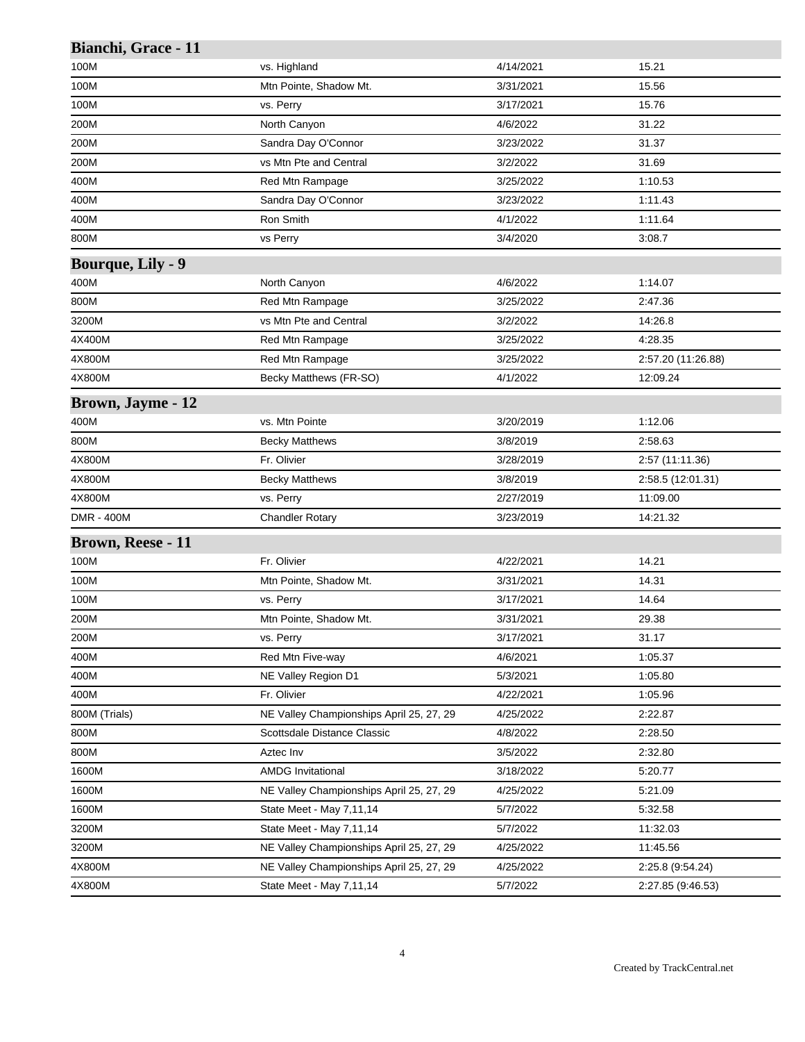## Bianchi, Grace - 11

| | | | |
|---|---|---|---|
| 100M | vs. Highland | 4/14/2021 | 15.21 |
| 100M | Mtn Pointe, Shadow Mt. | 3/31/2021 | 15.56 |
| 100M | vs. Perry | 3/17/2021 | 15.76 |
| 200M | North Canyon | 4/6/2022 | 31.22 |
| 200M | Sandra Day O'Connor | 3/23/2022 | 31.37 |
| 200M | vs Mtn Pte and Central | 3/2/2022 | 31.69 |
| 400M | Red Mtn Rampage | 3/25/2022 | 1:10.53 |
| 400M | Sandra Day O'Connor | 3/23/2022 | 1:11.43 |
| 400M | Ron Smith | 4/1/2022 | 1:11.64 |
| 800M | vs Perry | 3/4/2020 | 3:08.7 |

## Bourque, Lily - 9

| | | | |
|---|---|---|---|
| 400M | North Canyon | 4/6/2022 | 1:14.07 |
| 800M | Red Mtn Rampage | 3/25/2022 | 2:47.36 |
| 3200M | vs Mtn Pte and Central | 3/2/2022 | 14:26.8 |
| 4X400M | Red Mtn Rampage | 3/25/2022 | 4:28.35 |
| 4X800M | Red Mtn Rampage | 3/25/2022 | 2:57.20 (11:26.88) |
| 4X800M | Becky Matthews (FR-SO) | 4/1/2022 | 12:09.24 |

## Brown, Jayme - 12

| | | | |
|---|---|---|---|
| 400M | vs. Mtn Pointe | 3/20/2019 | 1:12.06 |
| 800M | Becky Matthews | 3/8/2019 | 2:58.63 |
| 4X800M | Fr. Olivier | 3/28/2019 | 2:57 (11:11.36) |
| 4X800M | Becky Matthews | 3/8/2019 | 2:58.5 (12:01.31) |
| 4X800M | vs. Perry | 2/27/2019 | 11:09.00 |
| DMR - 400M | Chandler Rotary | 3/23/2019 | 14:21.32 |

## Brown, Reese - 11

| | | | |
|---|---|---|---|
| 100M | Fr. Olivier | 4/22/2021 | 14.21 |
| 100M | Mtn Pointe, Shadow Mt. | 3/31/2021 | 14.31 |
| 100M | vs. Perry | 3/17/2021 | 14.64 |
| 200M | Mtn Pointe, Shadow Mt. | 3/31/2021 | 29.38 |
| 200M | vs. Perry | 3/17/2021 | 31.17 |
| 400M | Red Mtn Five-way | 4/6/2021 | 1:05.37 |
| 400M | NE Valley Region D1 | 5/3/2021 | 1:05.80 |
| 400M | Fr. Olivier | 4/22/2021 | 1:05.96 |
| 800M (Trials) | NE Valley Championships April 25, 27, 29 | 4/25/2022 | 2:22.87 |
| 800M | Scottsdale Distance Classic | 4/8/2022 | 2:28.50 |
| 800M | Aztec Inv | 3/5/2022 | 2:32.80 |
| 1600M | AMDG Invitational | 3/18/2022 | 5:20.77 |
| 1600M | NE Valley Championships April 25, 27, 29 | 4/25/2022 | 5:21.09 |
| 1600M | State Meet - May 7,11,14 | 5/7/2022 | 5:32.58 |
| 3200M | State Meet - May 7,11,14 | 5/7/2022 | 11:32.03 |
| 3200M | NE Valley Championships April 25, 27, 29 | 4/25/2022 | 11:45.56 |
| 4X800M | NE Valley Championships April 25, 27, 29 | 4/25/2022 | 2:25.8 (9:54.24) |
| 4X800M | State Meet - May 7,11,14 | 5/7/2022 | 2:27.85 (9:46.53) |

Created by TrackCentral.net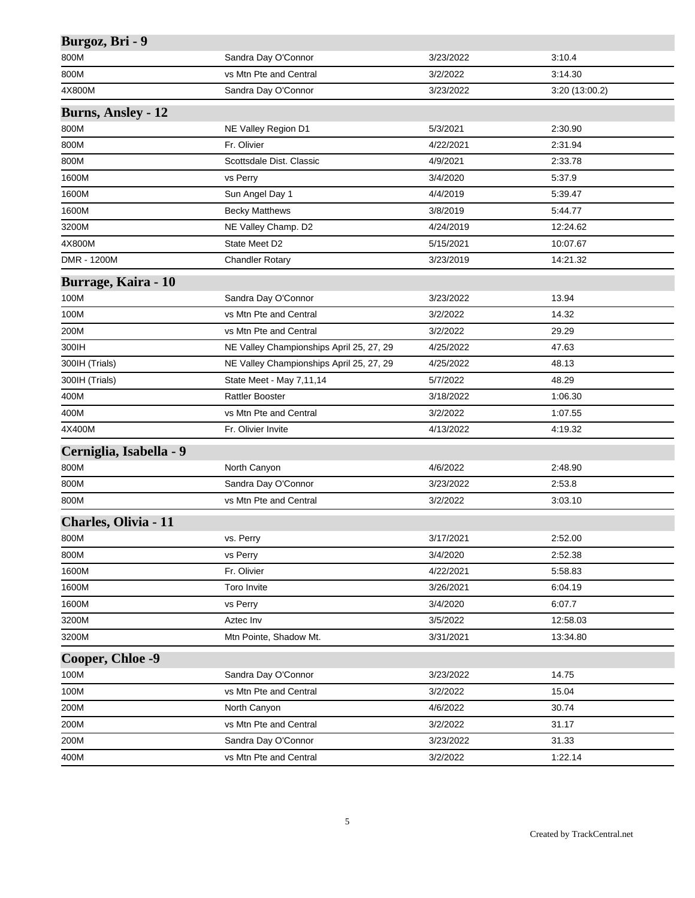## Burgoz, Bri - 9

| | | | |
|---|---|---|---|
| 800M | Sandra Day O'Connor | 3/23/2022 | 3:10.4 |
| 800M | vs Mtn Pte and Central | 3/2/2022 | 3:14.30 |
| 4X800M | Sandra Day O'Connor | 3/23/2022 | 3:20 (13:00.2) |

## Burns, Ansley - 12

| | | | |
|---|---|---|---|
| 800M | NE Valley Region D1 | 5/3/2021 | 2:30.90 |
| 800M | Fr. Olivier | 4/22/2021 | 2:31.94 |
| 800M | Scottsdale Dist. Classic | 4/9/2021 | 2:33.78 |
| 1600M | vs Perry | 3/4/2020 | 5:37.9 |
| 1600M | Sun Angel Day 1 | 4/4/2019 | 5:39.47 |
| 1600M | Becky Matthews | 3/8/2019 | 5:44.77 |
| 3200M | NE Valley Champ. D2 | 4/24/2019 | 12:24.62 |
| 4X800M | State Meet D2 | 5/15/2021 | 10:07.67 |
| DMR - 1200M | Chandler Rotary | 3/23/2019 | 14:21.32 |

## Burrage, Kaira - 10

| | | | |
|---|---|---|---|
| 100M | Sandra Day O'Connor | 3/23/2022 | 13.94 |
| 100M | vs Mtn Pte and Central | 3/2/2022 | 14.32 |
| 200M | vs Mtn Pte and Central | 3/2/2022 | 29.29 |
| 300IH | NE Valley Championships April 25, 27, 29 | 4/25/2022 | 47.63 |
| 300IH (Trials) | NE Valley Championships April 25, 27, 29 | 4/25/2022 | 48.13 |
| 300IH (Trials) | State Meet - May 7,11,14 | 5/7/2022 | 48.29 |
| 400M | Rattler Booster | 3/18/2022 | 1:06.30 |
| 400M | vs Mtn Pte and Central | 3/2/2022 | 1:07.55 |
| 4X400M | Fr. Olivier Invite | 4/13/2022 | 4:19.32 |

## Cerniglia, Isabella - 9

| | | | |
|---|---|---|---|
| 800M | North Canyon | 4/6/2022 | 2:48.90 |
| 800M | Sandra Day O'Connor | 3/23/2022 | 2:53.8 |
| 800M | vs Mtn Pte and Central | 3/2/2022 | 3:03.10 |

## Charles, Olivia - 11

| | | | |
|---|---|---|---|
| 800M | vs. Perry | 3/17/2021 | 2:52.00 |
| 800M | vs Perry | 3/4/2020 | 2:52.38 |
| 1600M | Fr. Olivier | 4/22/2021 | 5:58.83 |
| 1600M | Toro Invite | 3/26/2021 | 6:04.19 |
| 1600M | vs Perry | 3/4/2020 | 6:07.7 |
| 3200M | Aztec Inv | 3/5/2022 | 12:58.03 |
| 3200M | Mtn Pointe, Shadow Mt. | 3/31/2021 | 13:34.80 |

## Cooper, Chloe -9

| | | | |
|---|---|---|---|
| 100M | Sandra Day O'Connor | 3/23/2022 | 14.75 |
| 100M | vs Mtn Pte and Central | 3/2/2022 | 15.04 |
| 200M | North Canyon | 4/6/2022 | 30.74 |
| 200M | vs Mtn Pte and Central | 3/2/2022 | 31.17 |
| 200M | Sandra Day O'Connor | 3/23/2022 | 31.33 |
| 400M | vs Mtn Pte and Central | 3/2/2022 | 1:22.14 |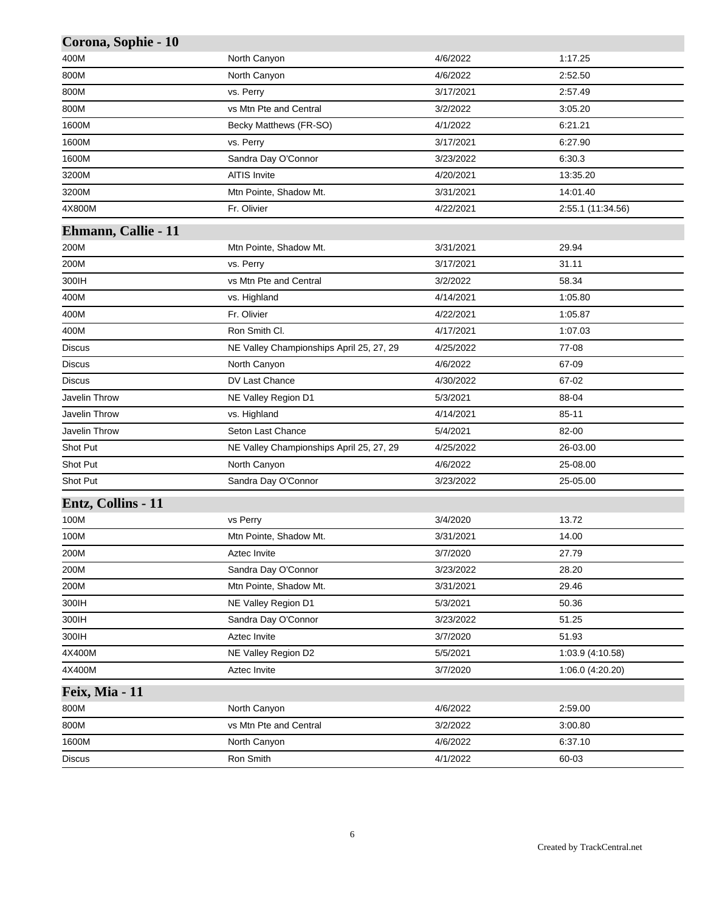## Corona, Sophie - 10

| | | | |
|---|---|---|---|
| 400M | North Canyon | 4/6/2022 | 1:17.25 |
| 800M | North Canyon | 4/6/2022 | 2:52.50 |
| 800M | vs. Perry | 3/17/2021 | 2:57.49 |
| 800M | vs Mtn Pte and Central | 3/2/2022 | 3:05.20 |
| 1600M | Becky Matthews (FR-SO) | 4/1/2022 | 6:21.21 |
| 1600M | vs. Perry | 3/17/2021 | 6:27.90 |
| 1600M | Sandra Day O'Connor | 3/23/2022 | 6:30.3 |
| 3200M | AITIS Invite | 4/20/2021 | 13:35.20 |
| 3200M | Mtn Pointe, Shadow Mt. | 3/31/2021 | 14:01.40 |
| 4X800M | Fr. Olivier | 4/22/2021 | 2:55.1 (11:34.56) |

## Ehmann, Callie - 11

| | | | |
|---|---|---|---|
| 200M | Mtn Pointe, Shadow Mt. | 3/31/2021 | 29.94 |
| 200M | vs. Perry | 3/17/2021 | 31.11 |
| 300IH | vs Mtn Pte and Central | 3/2/2022 | 58.34 |
| 400M | vs. Highland | 4/14/2021 | 1:05.80 |
| 400M | Fr. Olivier | 4/22/2021 | 1:05.87 |
| 400M | Ron Smith Cl. | 4/17/2021 | 1:07.03 |
| Discus | NE Valley Championships April 25, 27, 29 | 4/25/2022 | 77-08 |
| Discus | North Canyon | 4/6/2022 | 67-09 |
| Discus | DV Last Chance | 4/30/2022 | 67-02 |
| Javelin Throw | NE Valley Region D1 | 5/3/2021 | 88-04 |
| Javelin Throw | vs. Highland | 4/14/2021 | 85-11 |
| Javelin Throw | Seton Last Chance | 5/4/2021 | 82-00 |
| Shot Put | NE Valley Championships April 25, 27, 29 | 4/25/2022 | 26-03.00 |
| Shot Put | North Canyon | 4/6/2022 | 25-08.00 |
| Shot Put | Sandra Day O'Connor | 3/23/2022 | 25-05.00 |

## Entz, Collins - 11

| | | | |
|---|---|---|---|
| 100M | vs Perry | 3/4/2020 | 13.72 |
| 100M | Mtn Pointe, Shadow Mt. | 3/31/2021 | 14.00 |
| 200M | Aztec Invite | 3/7/2020 | 27.79 |
| 200M | Sandra Day O'Connor | 3/23/2022 | 28.20 |
| 200M | Mtn Pointe, Shadow Mt. | 3/31/2021 | 29.46 |
| 300IH | NE Valley Region D1 | 5/3/2021 | 50.36 |
| 300IH | Sandra Day O'Connor | 3/23/2022 | 51.25 |
| 300IH | Aztec Invite | 3/7/2020 | 51.93 |
| 4X400M | NE Valley Region D2 | 5/5/2021 | 1:03.9 (4:10.58) |
| 4X400M | Aztec Invite | 3/7/2020 | 1:06.0 (4:20.20) |

## Feix, Mia - 11

| | | | |
|---|---|---|---|
| 800M | North Canyon | 4/6/2022 | 2:59.00 |
| 800M | vs Mtn Pte and Central | 3/2/2022 | 3:00.80 |
| 1600M | North Canyon | 4/6/2022 | 6:37.10 |
| Discus | Ron Smith | 4/1/2022 | 60-03 |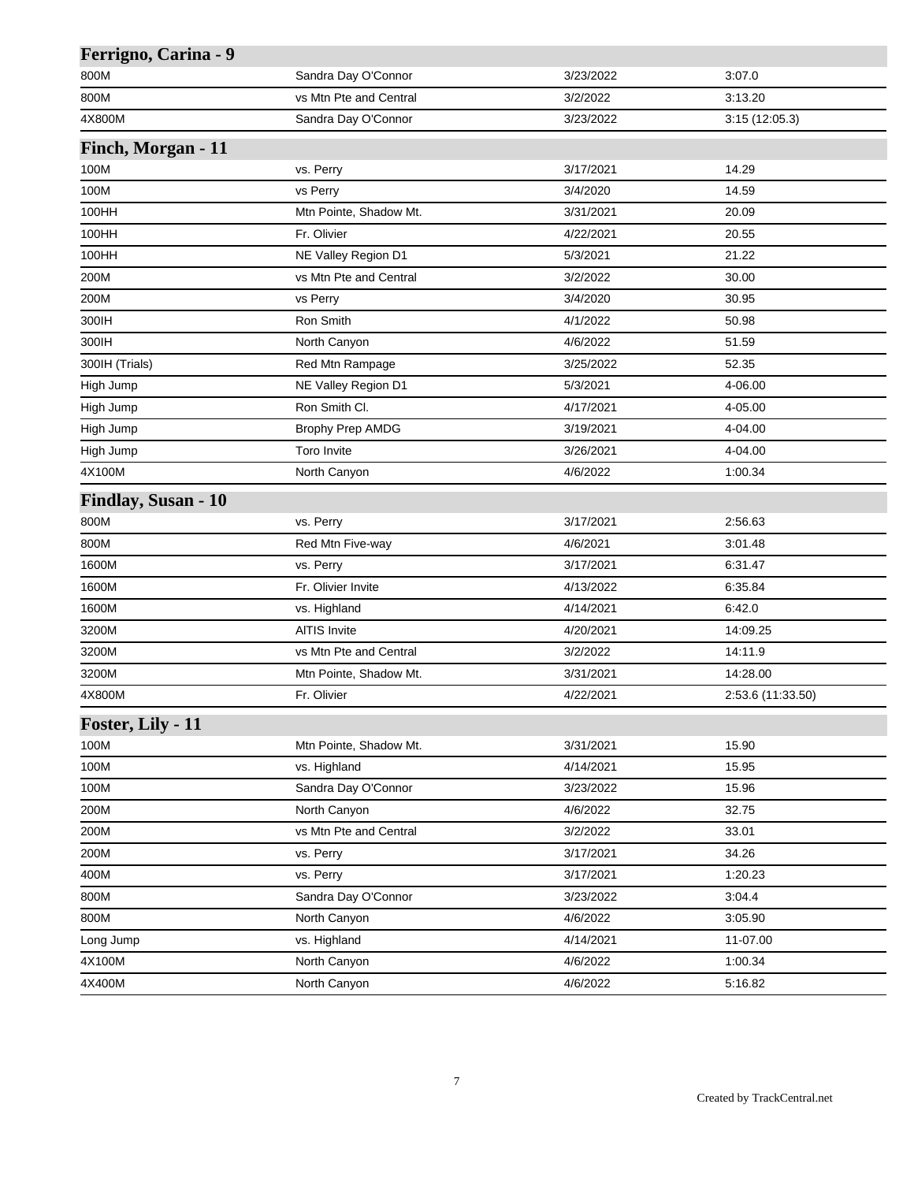## Ferrigno, Carina - 9

| | | | |
|---|---|---|---|
| 800M | Sandra Day O'Connor | 3/23/2022 | 3:07.0 |
| 800M | vs Mtn Pte and Central | 3/2/2022 | 3:13.20 |
| 4X800M | Sandra Day O'Connor | 3/23/2022 | 3:15 (12:05.3) |

## Finch, Morgan - 11

| | | | |
|---|---|---|---|
| 100M | vs. Perry | 3/17/2021 | 14.29 |
| 100M | vs Perry | 3/4/2020 | 14.59 |
| 100HH | Mtn Pointe, Shadow Mt. | 3/31/2021 | 20.09 |
| 100HH | Fr. Olivier | 4/22/2021 | 20.55 |
| 100HH | NE Valley Region D1 | 5/3/2021 | 21.22 |
| 200M | vs Mtn Pte and Central | 3/2/2022 | 30.00 |
| 200M | vs Perry | 3/4/2020 | 30.95 |
| 300IH | Ron Smith | 4/1/2022 | 50.98 |
| 300IH | North Canyon | 4/6/2022 | 51.59 |
| 300IH (Trials) | Red Mtn Rampage | 3/25/2022 | 52.35 |
| High Jump | NE Valley Region D1 | 5/3/2021 | 4-06.00 |
| High Jump | Ron Smith Cl. | 4/17/2021 | 4-05.00 |
| High Jump | Brophy Prep AMDG | 3/19/2021 | 4-04.00 |
| High Jump | Toro Invite | 3/26/2021 | 4-04.00 |
| 4X100M | North Canyon | 4/6/2022 | 1:00.34 |

## Findlay, Susan - 10

| | | | |
|---|---|---|---|
| 800M | vs. Perry | 3/17/2021 | 2:56.63 |
| 800M | Red Mtn Five-way | 4/6/2021 | 3:01.48 |
| 1600M | vs. Perry | 3/17/2021 | 6:31.47 |
| 1600M | Fr. Olivier Invite | 4/13/2022 | 6:35.84 |
| 1600M | vs. Highland | 4/14/2021 | 6:42.0 |
| 3200M | AITIS Invite | 4/20/2021 | 14:09.25 |
| 3200M | vs Mtn Pte and Central | 3/2/2022 | 14:11.9 |
| 3200M | Mtn Pointe, Shadow Mt. | 3/31/2021 | 14:28.00 |
| 4X800M | Fr. Olivier | 4/22/2021 | 2:53.6 (11:33.50) |

## Foster, Lily - 11

| | | | |
|---|---|---|---|
| 100M | Mtn Pointe, Shadow Mt. | 3/31/2021 | 15.90 |
| 100M | vs. Highland | 4/14/2021 | 15.95 |
| 100M | Sandra Day O'Connor | 3/23/2022 | 15.96 |
| 200M | North Canyon | 4/6/2022 | 32.75 |
| 200M | vs Mtn Pte and Central | 3/2/2022 | 33.01 |
| 200M | vs. Perry | 3/17/2021 | 34.26 |
| 400M | vs. Perry | 3/17/2021 | 1:20.23 |
| 800M | Sandra Day O'Connor | 3/23/2022 | 3:04.4 |
| 800M | North Canyon | 4/6/2022 | 3:05.90 |
| Long Jump | vs. Highland | 4/14/2021 | 11-07.00 |
| 4X100M | North Canyon | 4/6/2022 | 1:00.34 |
| 4X400M | North Canyon | 4/6/2022 | 5:16.82 |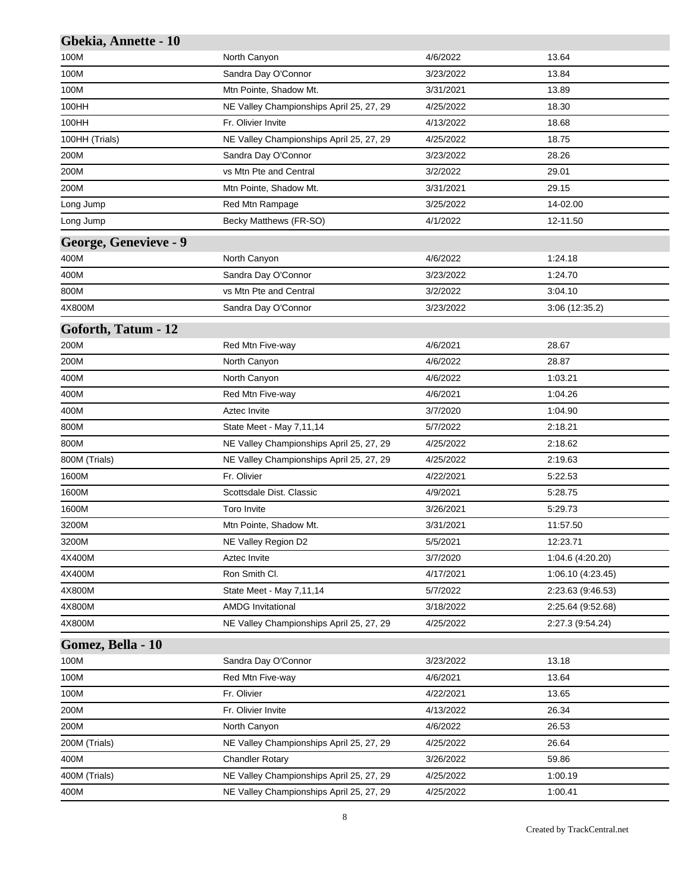### Gbekia, Annette - 10

| | | | |
|---|---|---|---|
| 100M | North Canyon | 4/6/2022 | 13.64 |
| 100M | Sandra Day O'Connor | 3/23/2022 | 13.84 |
| 100M | Mtn Pointe, Shadow Mt. | 3/31/2021 | 13.89 |
| 100HH | NE Valley Championships April 25, 27, 29 | 4/25/2022 | 18.30 |
| 100HH | Fr. Olivier Invite | 4/13/2022 | 18.68 |
| 100HH (Trials) | NE Valley Championships April 25, 27, 29 | 4/25/2022 | 18.75 |
| 200M | Sandra Day O'Connor | 3/23/2022 | 28.26 |
| 200M | vs Mtn Pte and Central | 3/2/2022 | 29.01 |
| 200M | Mtn Pointe, Shadow Mt. | 3/31/2021 | 29.15 |
| Long Jump | Red Mtn Rampage | 3/25/2022 | 14-02.00 |
| Long Jump | Becky Matthews (FR-SO) | 4/1/2022 | 12-11.50 |

### George, Genevieve - 9

| | | | |
|---|---|---|---|
| 400M | North Canyon | 4/6/2022 | 1:24.18 |
| 400M | Sandra Day O'Connor | 3/23/2022 | 1:24.70 |
| 800M | vs Mtn Pte and Central | 3/2/2022 | 3:04.10 |
| 4X800M | Sandra Day O'Connor | 3/23/2022 | 3:06 (12:35.2) |

### Goforth, Tatum - 12

| | | | |
|---|---|---|---|
| 200M | Red Mtn Five-way | 4/6/2021 | 28.67 |
| 200M | North Canyon | 4/6/2022 | 28.87 |
| 400M | North Canyon | 4/6/2022 | 1:03.21 |
| 400M | Red Mtn Five-way | 4/6/2021 | 1:04.26 |
| 400M | Aztec Invite | 3/7/2020 | 1:04.90 |
| 800M | State Meet - May 7,11,14 | 5/7/2022 | 2:18.21 |
| 800M | NE Valley Championships April 25, 27, 29 | 4/25/2022 | 2:18.62 |
| 800M (Trials) | NE Valley Championships April 25, 27, 29 | 4/25/2022 | 2:19.63 |
| 1600M | Fr. Olivier | 4/22/2021 | 5:22.53 |
| 1600M | Scottsdale Dist. Classic | 4/9/2021 | 5:28.75 |
| 1600M | Toro Invite | 3/26/2021 | 5:29.73 |
| 3200M | Mtn Pointe, Shadow Mt. | 3/31/2021 | 11:57.50 |
| 3200M | NE Valley Region D2 | 5/5/2021 | 12:23.71 |
| 4X400M | Aztec Invite | 3/7/2020 | 1:04.6 (4:20.20) |
| 4X400M | Ron Smith Cl. | 4/17/2021 | 1:06.10 (4:23.45) |
| 4X800M | State Meet - May 7,11,14 | 5/7/2022 | 2:23.63 (9:46.53) |
| 4X800M | AMDG Invitational | 3/18/2022 | 2:25.64 (9:52.68) |
| 4X800M | NE Valley Championships April 25, 27, 29 | 4/25/2022 | 2:27.3 (9:54.24) |

### Gomez, Bella - 10

| | | | |
|---|---|---|---|
| 100M | Sandra Day O'Connor | 3/23/2022 | 13.18 |
| 100M | Red Mtn Five-way | 4/6/2021 | 13.64 |
| 100M | Fr. Olivier | 4/22/2021 | 13.65 |
| 200M | Fr. Olivier Invite | 4/13/2022 | 26.34 |
| 200M | North Canyon | 4/6/2022 | 26.53 |
| 200M (Trials) | NE Valley Championships April 25, 27, 29 | 4/25/2022 | 26.64 |
| 400M | Chandler Rotary | 3/26/2022 | 59.86 |
| 400M (Trials) | NE Valley Championships April 25, 27, 29 | 4/25/2022 | 1:00.19 |
| 400M | NE Valley Championships April 25, 27, 29 | 4/25/2022 | 1:00.41 |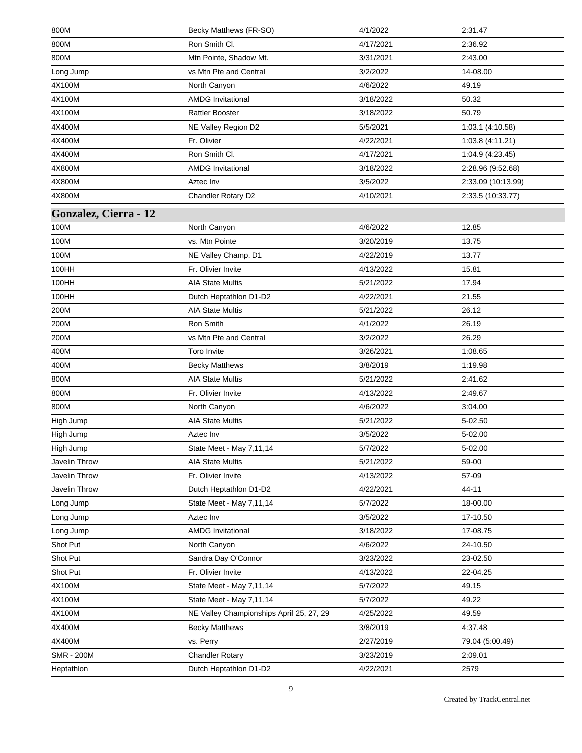| | | | |
|---|---|---|---|
| 800M | Becky Matthews (FR-SO) | 4/1/2022 | 2:31.47 |
| 800M | Ron Smith Cl. | 4/17/2021 | 2:36.92 |
| 800M | Mtn Pointe, Shadow Mt. | 3/31/2021 | 2:43.00 |
| Long Jump | vs Mtn Pte and Central | 3/2/2022 | 14-08.00 |
| 4X100M | North Canyon | 4/6/2022 | 49.19 |
| 4X100M | AMDG Invitational | 3/18/2022 | 50.32 |
| 4X100M | Rattler Booster | 3/18/2022 | 50.79 |
| 4X400M | NE Valley Region D2 | 5/5/2021 | 1:03.1 (4:10.58) |
| 4X400M | Fr. Olivier | 4/22/2021 | 1:03.8 (4:11.21) |
| 4X400M | Ron Smith Cl. | 4/17/2021 | 1:04.9 (4:23.45) |
| 4X800M | AMDG Invitational | 3/18/2022 | 2:28.96 (9:52.68) |
| 4X800M | Aztec Inv | 3/5/2022 | 2:33.09 (10:13.99) |
| 4X800M | Chandler Rotary D2 | 4/10/2021 | 2:33.5 (10:33.77) |

## Gonzalez, Cierra - 12

| | | | |
|---|---|---|---|
| 100M | North Canyon | 4/6/2022 | 12.85 |
| 100M | vs. Mtn Pointe | 3/20/2019 | 13.75 |
| 100M | NE Valley Champ. D1 | 4/22/2019 | 13.77 |
| 100HH | Fr. Olivier Invite | 4/13/2022 | 15.81 |
| 100HH | AIA State Multis | 5/21/2022 | 17.94 |
| 100HH | Dutch Heptathlon D1-D2 | 4/22/2021 | 21.55 |
| 200M | AIA State Multis | 5/21/2022 | 26.12 |
| 200M | Ron Smith | 4/1/2022 | 26.19 |
| 200M | vs Mtn Pte and Central | 3/2/2022 | 26.29 |
| 400M | Toro Invite | 3/26/2021 | 1:08.65 |
| 400M | Becky Matthews | 3/8/2019 | 1:19.98 |
| 800M | AIA State Multis | 5/21/2022 | 2:41.62 |
| 800M | Fr. Olivier Invite | 4/13/2022 | 2:49.67 |
| 800M | North Canyon | 4/6/2022 | 3:04.00 |
| High Jump | AIA State Multis | 5/21/2022 | 5-02.50 |
| High Jump | Aztec Inv | 3/5/2022 | 5-02.00 |
| High Jump | State Meet - May 7,11,14 | 5/7/2022 | 5-02.00 |
| Javelin Throw | AIA State Multis | 5/21/2022 | 59-00 |
| Javelin Throw | Fr. Olivier Invite | 4/13/2022 | 57-09 |
| Javelin Throw | Dutch Heptathlon D1-D2 | 4/22/2021 | 44-11 |
| Long Jump | State Meet - May 7,11,14 | 5/7/2022 | 18-00.00 |
| Long Jump | Aztec Inv | 3/5/2022 | 17-10.50 |
| Long Jump | AMDG Invitational | 3/18/2022 | 17-08.75 |
| Shot Put | North Canyon | 4/6/2022 | 24-10.50 |
| Shot Put | Sandra Day O'Connor | 3/23/2022 | 23-02.50 |
| Shot Put | Fr. Olivier Invite | 4/13/2022 | 22-04.25 |
| 4X100M | State Meet - May 7,11,14 | 5/7/2022 | 49.15 |
| 4X100M | State Meet - May 7,11,14 | 5/7/2022 | 49.22 |
| 4X100M | NE Valley Championships April 25, 27, 29 | 4/25/2022 | 49.59 |
| 4X400M | Becky Matthews | 3/8/2019 | 4:37.48 |
| 4X400M | vs. Perry | 2/27/2019 | 79.04 (5:00.49) |
| SMR - 200M | Chandler Rotary | 3/23/2019 | 2:09.01 |
| Heptathlon | Dutch Heptathlon D1-D2 | 4/22/2021 | 2579 |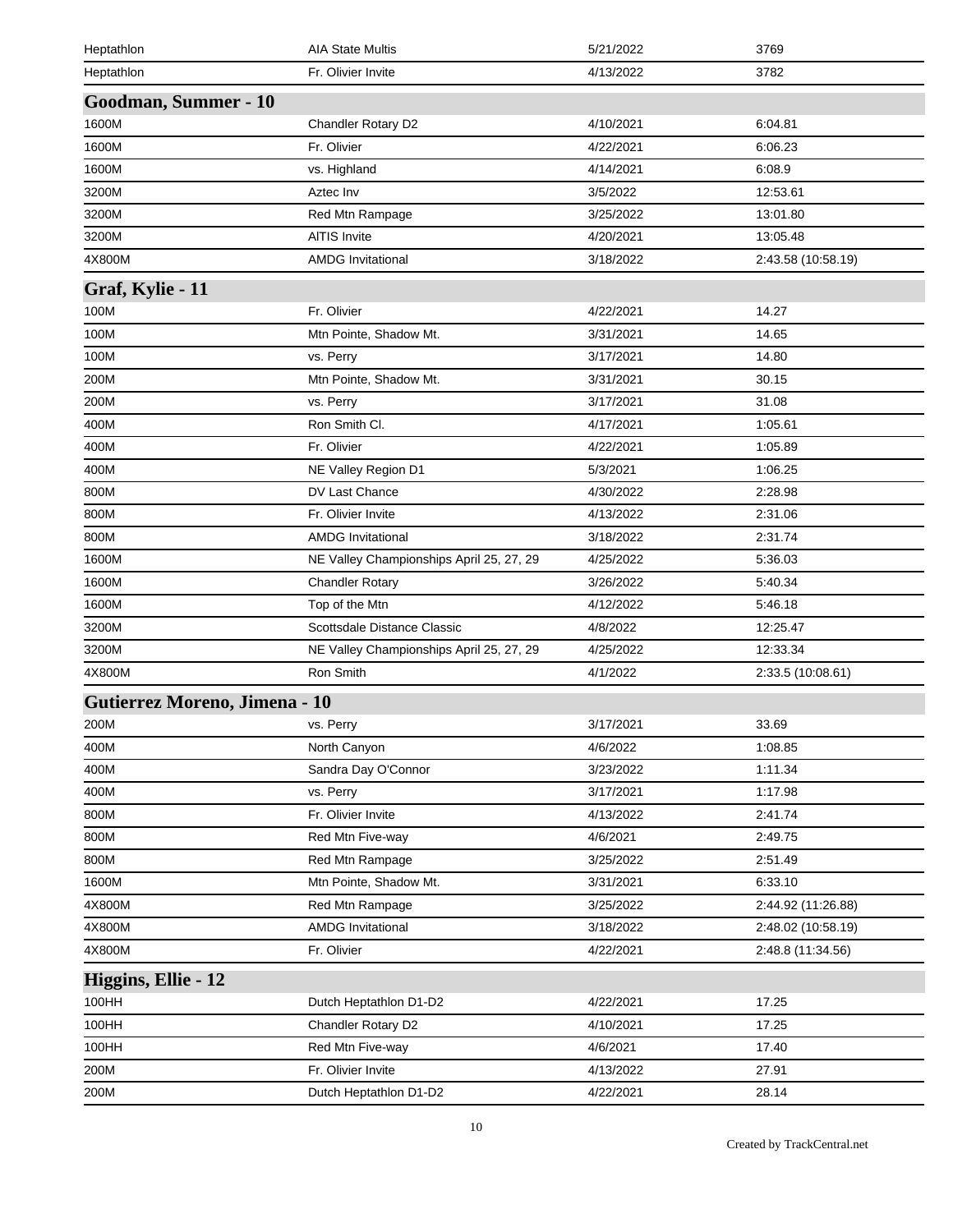| | | | |
|---|---|---|---|
| Heptathlon | AIA State Multis | 5/21/2022 | 3769 |
| Heptathlon | Fr. Olivier Invite | 4/13/2022 | 3782 |

## Goodman, Summer - 10

| | | | |
|---|---|---|---|
| 1600M | Chandler Rotary D2 | 4/10/2021 | 6:04.81 |
| 1600M | Fr. Olivier | 4/22/2021 | 6:06.23 |
| 1600M | vs. Highland | 4/14/2021 | 6:08.9 |
| 3200M | Aztec Inv | 3/5/2022 | 12:53.61 |
| 3200M | Red Mtn Rampage | 3/25/2022 | 13:01.80 |
| 3200M | AITIS Invite | 4/20/2021 | 13:05.48 |
| 4X800M | AMDG Invitational | 3/18/2022 | 2:43.58 (10:58.19) |

## Graf, Kylie - 11

| | | | |
|---|---|---|---|
| 100M | Fr. Olivier | 4/22/2021 | 14.27 |
| 100M | Mtn Pointe, Shadow Mt. | 3/31/2021 | 14.65 |
| 100M | vs. Perry | 3/17/2021 | 14.80 |
| 200M | Mtn Pointe, Shadow Mt. | 3/31/2021 | 30.15 |
| 200M | vs. Perry | 3/17/2021 | 31.08 |
| 400M | Ron Smith Cl. | 4/17/2021 | 1:05.61 |
| 400M | Fr. Olivier | 4/22/2021 | 1:05.89 |
| 400M | NE Valley Region D1 | 5/3/2021 | 1:06.25 |
| 800M | DV Last Chance | 4/30/2022 | 2:28.98 |
| 800M | Fr. Olivier Invite | 4/13/2022 | 2:31.06 |
| 800M | AMDG Invitational | 3/18/2022 | 2:31.74 |
| 1600M | NE Valley Championships April 25, 27, 29 | 4/25/2022 | 5:36.03 |
| 1600M | Chandler Rotary | 3/26/2022 | 5:40.34 |
| 1600M | Top of the Mtn | 4/12/2022 | 5:46.18 |
| 3200M | Scottsdale Distance Classic | 4/8/2022 | 12:25.47 |
| 3200M | NE Valley Championships April 25, 27, 29 | 4/25/2022 | 12:33.34 |
| 4X800M | Ron Smith | 4/1/2022 | 2:33.5 (10:08.61) |

## Gutierrez Moreno, Jimena - 10

| | | | |
|---|---|---|---|
| 200M | vs. Perry | 3/17/2021 | 33.69 |
| 400M | North Canyon | 4/6/2022 | 1:08.85 |
| 400M | Sandra Day O'Connor | 3/23/2022 | 1:11.34 |
| 400M | vs. Perry | 3/17/2021 | 1:17.98 |
| 800M | Fr. Olivier Invite | 4/13/2022 | 2:41.74 |
| 800M | Red Mtn Five-way | 4/6/2021 | 2:49.75 |
| 800M | Red Mtn Rampage | 3/25/2022 | 2:51.49 |
| 1600M | Mtn Pointe, Shadow Mt. | 3/31/2021 | 6:33.10 |
| 4X800M | Red Mtn Rampage | 3/25/2022 | 2:44.92 (11:26.88) |
| 4X800M | AMDG Invitational | 3/18/2022 | 2:48.02 (10:58.19) |
| 4X800M | Fr. Olivier | 4/22/2021 | 2:48.8 (11:34.56) |

## Higgins, Ellie - 12

| | | | |
|---|---|---|---|
| 100HH | Dutch Heptathlon D1-D2 | 4/22/2021 | 17.25 |
| 100HH | Chandler Rotary D2 | 4/10/2021 | 17.25 |
| 100HH | Red Mtn Five-way | 4/6/2021 | 17.40 |
| 200M | Fr. Olivier Invite | 4/13/2022 | 27.91 |
| 200M | Dutch Heptathlon D1-D2 | 4/22/2021 | 28.14 |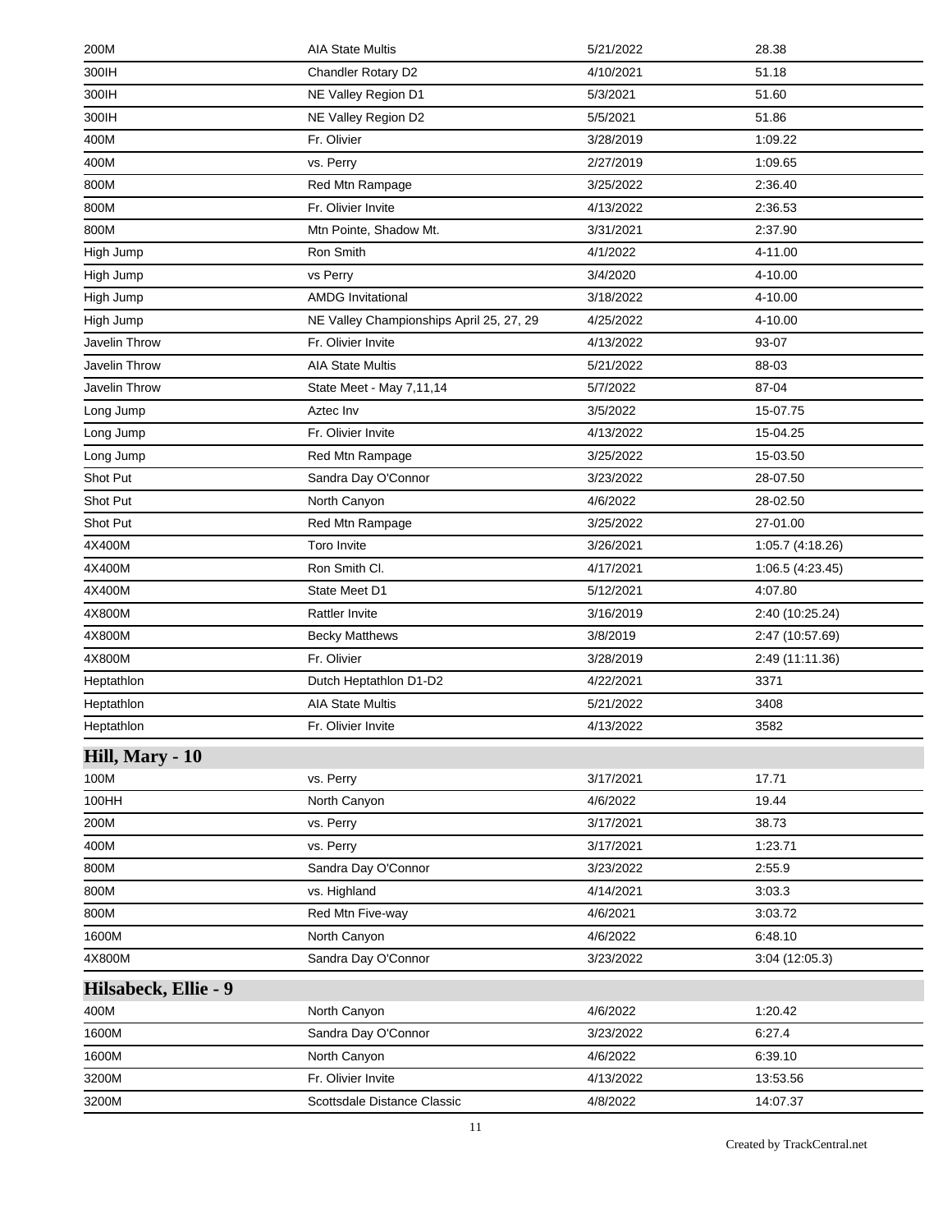| | | | |
|---|---|---|---|
| 200M | AIA State Multis | 5/21/2022 | 28.38 |
| 300IH | Chandler Rotary D2 | 4/10/2021 | 51.18 |
| 300IH | NE Valley Region D1 | 5/3/2021 | 51.60 |
| 300IH | NE Valley Region D2 | 5/5/2021 | 51.86 |
| 400M | Fr. Olivier | 3/28/2019 | 1:09.22 |
| 400M | vs. Perry | 2/27/2019 | 1:09.65 |
| 800M | Red Mtn Rampage | 3/25/2022 | 2:36.40 |
| 800M | Fr. Olivier Invite | 4/13/2022 | 2:36.53 |
| 800M | Mtn Pointe, Shadow Mt. | 3/31/2021 | 2:37.90 |
| High Jump | Ron Smith | 4/1/2022 | 4-11.00 |
| High Jump | vs Perry | 3/4/2020 | 4-10.00 |
| High Jump | AMDG Invitational | 3/18/2022 | 4-10.00 |
| High Jump | NE Valley Championships April 25, 27, 29 | 4/25/2022 | 4-10.00 |
| Javelin Throw | Fr. Olivier Invite | 4/13/2022 | 93-07 |
| Javelin Throw | AIA State Multis | 5/21/2022 | 88-03 |
| Javelin Throw | State Meet - May 7,11,14 | 5/7/2022 | 87-04 |
| Long Jump | Aztec Inv | 3/5/2022 | 15-07.75 |
| Long Jump | Fr. Olivier Invite | 4/13/2022 | 15-04.25 |
| Long Jump | Red Mtn Rampage | 3/25/2022 | 15-03.50 |
| Shot Put | Sandra Day O'Connor | 3/23/2022 | 28-07.50 |
| Shot Put | North Canyon | 4/6/2022 | 28-02.50 |
| Shot Put | Red Mtn Rampage | 3/25/2022 | 27-01.00 |
| 4X400M | Toro Invite | 3/26/2021 | 1:05.7 (4:18.26) |
| 4X400M | Ron Smith Cl. | 4/17/2021 | 1:06.5 (4:23.45) |
| 4X400M | State Meet D1 | 5/12/2021 | 4:07.80 |
| 4X800M | Rattler Invite | 3/16/2019 | 2:40 (10:25.24) |
| 4X800M | Becky Matthews | 3/8/2019 | 2:47 (10:57.69) |
| 4X800M | Fr. Olivier | 3/28/2019 | 2:49 (11:11.36) |
| Heptathlon | Dutch Heptathlon D1-D2 | 4/22/2021 | 3371 |
| Heptathlon | AIA State Multis | 5/21/2022 | 3408 |
| Heptathlon | Fr. Olivier Invite | 4/13/2022 | 3582 |

## Hill, Mary - 10

| | | | |
|---|---|---|---|
| 100M | vs. Perry | 3/17/2021 | 17.71 |
| 100HH | North Canyon | 4/6/2022 | 19.44 |
| 200M | vs. Perry | 3/17/2021 | 38.73 |
| 400M | vs. Perry | 3/17/2021 | 1:23.71 |
| 800M | Sandra Day O'Connor | 3/23/2022 | 2:55.9 |
| 800M | vs. Highland | 4/14/2021 | 3:03.3 |
| 800M | Red Mtn Five-way | 4/6/2021 | 3:03.72 |
| 1600M | North Canyon | 4/6/2022 | 6:48.10 |
| 4X800M | Sandra Day O'Connor | 3/23/2022 | 3:04 (12:05.3) |

## Hilsabeck, Ellie - 9

| | | | |
|---|---|---|---|
| 400M | North Canyon | 4/6/2022 | 1:20.42 |
| 1600M | Sandra Day O'Connor | 3/23/2022 | 6:27.4 |
| 1600M | North Canyon | 4/6/2022 | 6:39.10 |
| 3200M | Fr. Olivier Invite | 4/13/2022 | 13:53.56 |
| 3200M | Scottsdale Distance Classic | 4/8/2022 | 14:07.37 |

Created by TrackCentral.net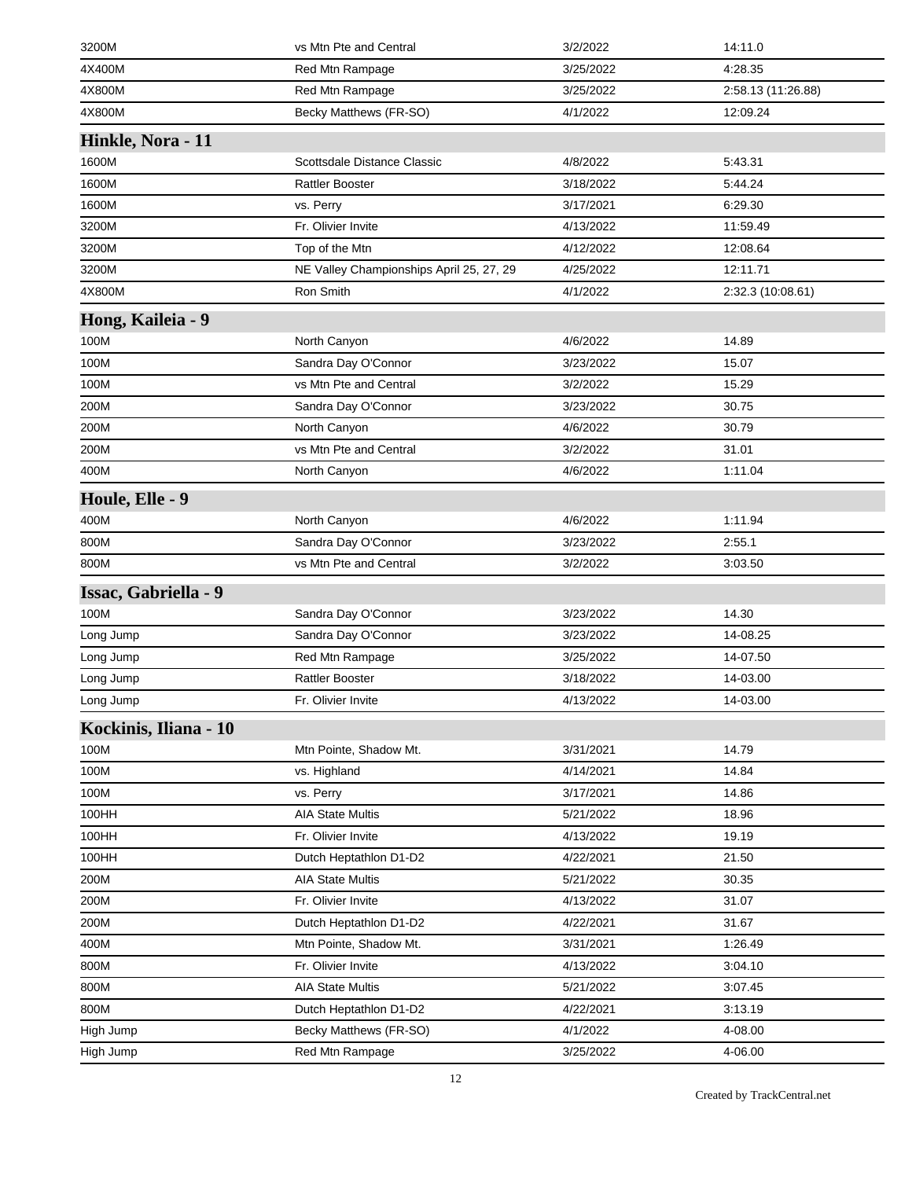| | | | |
|---|---|---|---|
| 3200M | vs Mtn Pte and Central | 3/2/2022 | 14:11.0 |
| 4X400M | Red Mtn Rampage | 3/25/2022 | 4:28.35 |
| 4X800M | Red Mtn Rampage | 3/25/2022 | 2:58.13 (11:26.88) |
| 4X800M | Becky Matthews (FR-SO) | 4/1/2022 | 12:09.24 |

## Hinkle, Nora - 11

| | | | |
|---|---|---|---|
| 1600M | Scottsdale Distance Classic | 4/8/2022 | 5:43.31 |
| 1600M | Rattler Booster | 3/18/2022 | 5:44.24 |
| 1600M | vs. Perry | 3/17/2021 | 6:29.30 |
| 3200M | Fr. Olivier Invite | 4/13/2022 | 11:59.49 |
| 3200M | Top of the Mtn | 4/12/2022 | 12:08.64 |
| 3200M | NE Valley Championships April 25, 27, 29 | 4/25/2022 | 12:11.71 |
| 4X800M | Ron Smith | 4/1/2022 | 2:32.3 (10:08.61) |

## Hong, Kaileia - 9

| | | | |
|---|---|---|---|
| 100M | North Canyon | 4/6/2022 | 14.89 |
| 100M | Sandra Day O'Connor | 3/23/2022 | 15.07 |
| 100M | vs Mtn Pte and Central | 3/2/2022 | 15.29 |
| 200M | Sandra Day O'Connor | 3/23/2022 | 30.75 |
| 200M | North Canyon | 4/6/2022 | 30.79 |
| 200M | vs Mtn Pte and Central | 3/2/2022 | 31.01 |
| 400M | North Canyon | 4/6/2022 | 1:11.04 |

## Houle, Elle - 9

| | | | |
|---|---|---|---|
| 400M | North Canyon | 4/6/2022 | 1:11.94 |
| 800M | Sandra Day O'Connor | 3/23/2022 | 2:55.1 |
| 800M | vs Mtn Pte and Central | 3/2/2022 | 3:03.50 |

## Issac, Gabriella - 9

| | | | |
|---|---|---|---|
| 100M | Sandra Day O'Connor | 3/23/2022 | 14.30 |
| Long Jump | Sandra Day O'Connor | 3/23/2022 | 14-08.25 |
| Long Jump | Red Mtn Rampage | 3/25/2022 | 14-07.50 |
| Long Jump | Rattler Booster | 3/18/2022 | 14-03.00 |
| Long Jump | Fr. Olivier Invite | 4/13/2022 | 14-03.00 |

## Kockinis, Iliana - 10

| | | | |
|---|---|---|---|
| 100M | Mtn Pointe, Shadow Mt. | 3/31/2021 | 14.79 |
| 100M | vs. Highland | 4/14/2021 | 14.84 |
| 100M | vs. Perry | 3/17/2021 | 14.86 |
| 100HH | AIA State Multis | 5/21/2022 | 18.96 |
| 100HH | Fr. Olivier Invite | 4/13/2022 | 19.19 |
| 100HH | Dutch Heptathlon D1-D2 | 4/22/2021 | 21.50 |
| 200M | AIA State Multis | 5/21/2022 | 30.35 |
| 200M | Fr. Olivier Invite | 4/13/2022 | 31.07 |
| 200M | Dutch Heptathlon D1-D2 | 4/22/2021 | 31.67 |
| 400M | Mtn Pointe, Shadow Mt. | 3/31/2021 | 1:26.49 |
| 800M | Fr. Olivier Invite | 4/13/2022 | 3:04.10 |
| 800M | AIA State Multis | 5/21/2022 | 3:07.45 |
| 800M | Dutch Heptathlon D1-D2 | 4/22/2021 | 3:13.19 |
| High Jump | Becky Matthews (FR-SO) | 4/1/2022 | 4-08.00 |
| High Jump | Red Mtn Rampage | 3/25/2022 | 4-06.00 |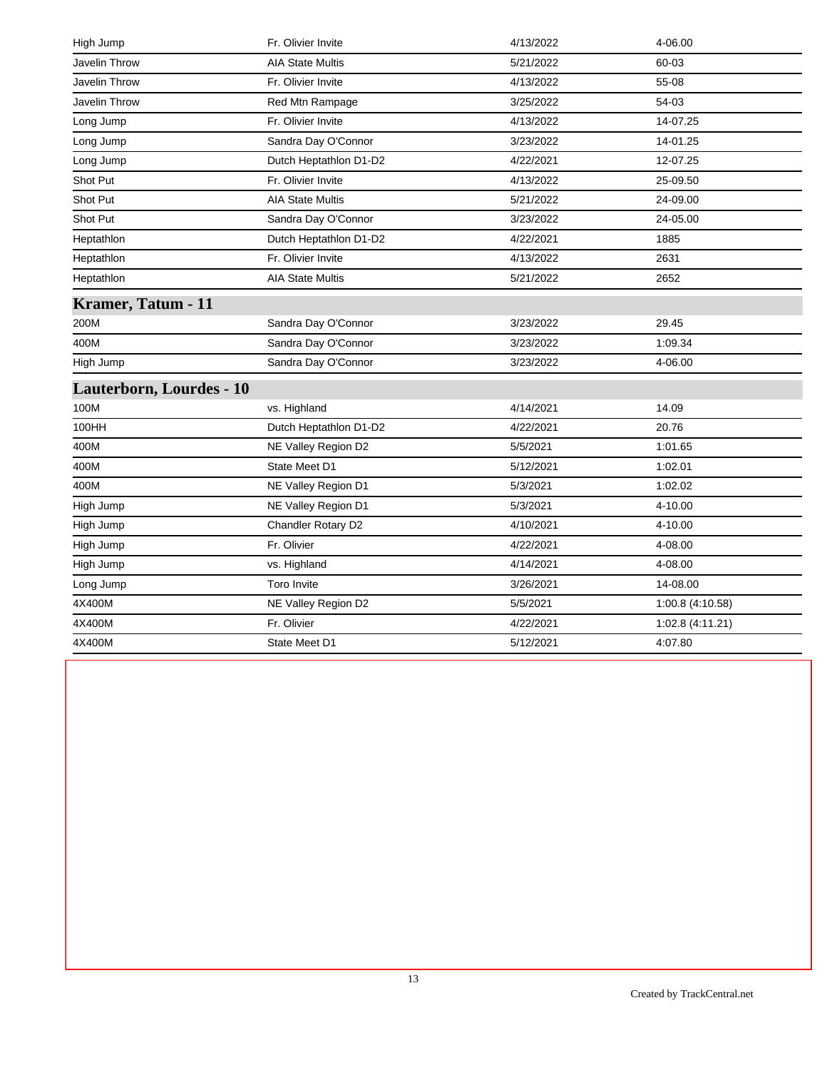| | | | |
|---|---|---|---|
| High Jump | Fr. Olivier Invite | 4/13/2022 | 4-06.00 |
| Javelin Throw | AIA State Multis | 5/21/2022 | 60-03 |
| Javelin Throw | Fr. Olivier Invite | 4/13/2022 | 55-08 |
| Javelin Throw | Red Mtn Rampage | 3/25/2022 | 54-03 |
| Long Jump | Fr. Olivier Invite | 4/13/2022 | 14-07.25 |
| Long Jump | Sandra Day O'Connor | 3/23/2022 | 14-01.25 |
| Long Jump | Dutch Heptathlon D1-D2 | 4/22/2021 | 12-07.25 |
| Shot Put | Fr. Olivier Invite | 4/13/2022 | 25-09.50 |
| Shot Put | AIA State Multis | 5/21/2022 | 24-09.00 |
| Shot Put | Sandra Day O'Connor | 3/23/2022 | 24-05.00 |
| Heptathlon | Dutch Heptathlon D1-D2 | 4/22/2021 | 1885 |
| Heptathlon | Fr. Olivier Invite | 4/13/2022 | 2631 |
| Heptathlon | AIA State Multis | 5/21/2022 | 2652 |

## Kramer, Tatum - 11

| | | | |
|---|---|---|---|
| 200M | Sandra Day O'Connor | 3/23/2022 | 29.45 |
| 400M | Sandra Day O'Connor | 3/23/2022 | 1:09.34 |
| High Jump | Sandra Day O'Connor | 3/23/2022 | 4-06.00 |

## Lauterborn, Lourdes - 10

| | | | |
|---|---|---|---|
| 100M | vs. Highland | 4/14/2021 | 14.09 |
| 100HH | Dutch Heptathlon D1-D2 | 4/22/2021 | 20.76 |
| 400M | NE Valley Region D2 | 5/5/2021 | 1:01.65 |
| 400M | State Meet D1 | 5/12/2021 | 1:02.01 |
| 400M | NE Valley Region D1 | 5/3/2021 | 1:02.02 |
| High Jump | NE Valley Region D1 | 5/3/2021 | 4-10.00 |
| High Jump | Chandler Rotary D2 | 4/10/2021 | 4-10.00 |
| High Jump | Fr. Olivier | 4/22/2021 | 4-08.00 |
| High Jump | vs. Highland | 4/14/2021 | 4-08.00 |
| Long Jump | Toro Invite | 3/26/2021 | 14-08.00 |
| 4X400M | NE Valley Region D2 | 5/5/2021 | 1:00.8 (4:10.58) |
| 4X400M | Fr. Olivier | 4/22/2021 | 1:02.8 (4:11.21) |
| 4X400M | State Meet D1 | 5/12/2021 | 4:07.80 |

Created by TrackCentral.net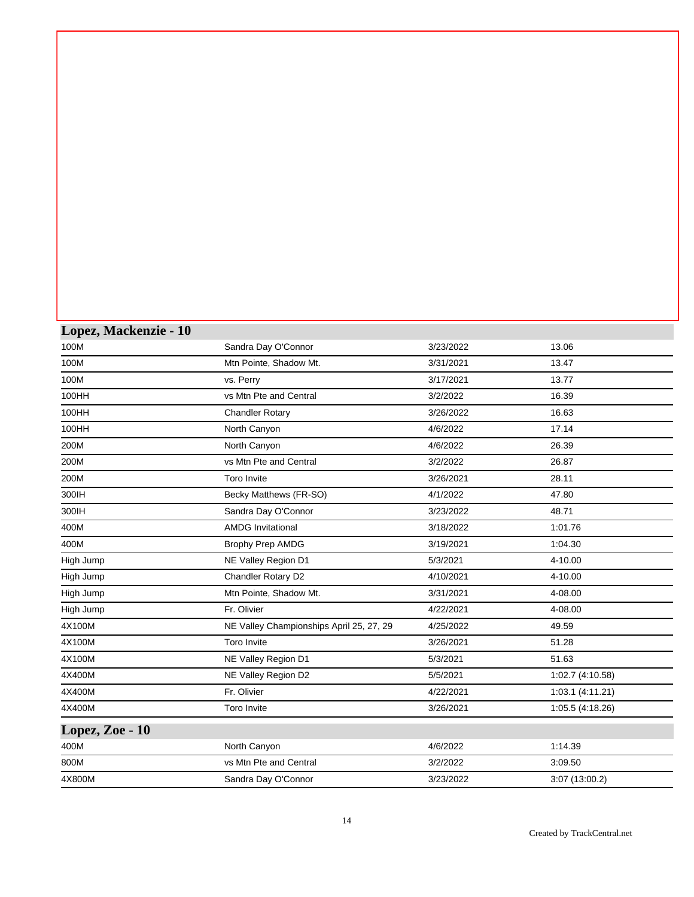## Lopez, Mackenzie - 10

| | | | |
|---|---|---|---|
| 100M | Sandra Day O'Connor | 3/23/2022 | 13.06 |
| 100M | Mtn Pointe, Shadow Mt. | 3/31/2021 | 13.47 |
| 100M | vs. Perry | 3/17/2021 | 13.77 |
| 100HH | vs Mtn Pte and Central | 3/2/2022 | 16.39 |
| 100HH | Chandler Rotary | 3/26/2022 | 16.63 |
| 100HH | North Canyon | 4/6/2022 | 17.14 |
| 200M | North Canyon | 4/6/2022 | 26.39 |
| 200M | vs Mtn Pte and Central | 3/2/2022 | 26.87 |
| 200M | Toro Invite | 3/26/2021 | 28.11 |
| 300IH | Becky Matthews (FR-SO) | 4/1/2022 | 47.80 |
| 300IH | Sandra Day O'Connor | 3/23/2022 | 48.71 |
| 400M | AMDG Invitational | 3/18/2022 | 1:01.76 |
| 400M | Brophy Prep AMDG | 3/19/2021 | 1:04.30 |
| High Jump | NE Valley Region D1 | 5/3/2021 | 4-10.00 |
| High Jump | Chandler Rotary D2 | 4/10/2021 | 4-10.00 |
| High Jump | Mtn Pointe, Shadow Mt. | 3/31/2021 | 4-08.00 |
| High Jump | Fr. Olivier | 4/22/2021 | 4-08.00 |
| 4X100M | NE Valley Championships April 25, 27, 29 | 4/25/2022 | 49.59 |
| 4X100M | Toro Invite | 3/26/2021 | 51.28 |
| 4X100M | NE Valley Region D1 | 5/3/2021 | 51.63 |
| 4X400M | NE Valley Region D2 | 5/5/2021 | 1:02.7 (4:10.58) |
| 4X400M | Fr. Olivier | 4/22/2021 | 1:03.1 (4:11.21) |
| 4X400M | Toro Invite | 3/26/2021 | 1:05.5 (4:18.26) |

## Lopez, Zoe - 10

| | | | |
|---|---|---|---|
| 400M | North Canyon | 4/6/2022 | 1:14.39 |
| 800M | vs Mtn Pte and Central | 3/2/2022 | 3:09.50 |
| 4X800M | Sandra Day O'Connor | 3/23/2022 | 3:07 (13:00.2) |

Created by TrackCentral.net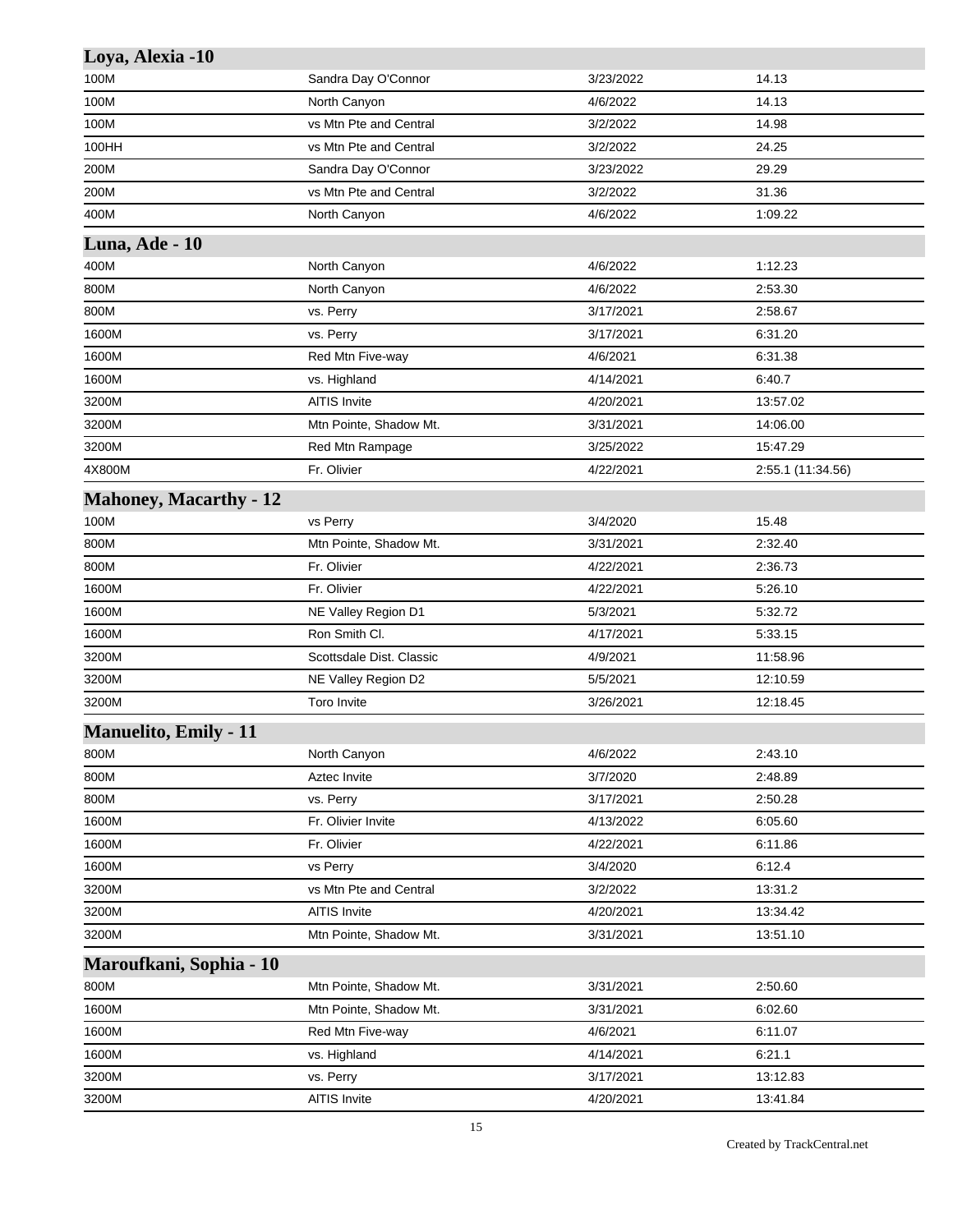## Loya, Alexia -10

| | | | |
|---|---|---|---|
| 100M | Sandra Day O'Connor | 3/23/2022 | 14.13 |
| 100M | North Canyon | 4/6/2022 | 14.13 |
| 100M | vs Mtn Pte and Central | 3/2/2022 | 14.98 |
| 100HH | vs Mtn Pte and Central | 3/2/2022 | 24.25 |
| 200M | Sandra Day O'Connor | 3/23/2022 | 29.29 |
| 200M | vs Mtn Pte and Central | 3/2/2022 | 31.36 |
| 400M | North Canyon | 4/6/2022 | 1:09.22 |

## Luna, Ade - 10

| | | | |
|---|---|---|---|
| 400M | North Canyon | 4/6/2022 | 1:12.23 |
| 800M | North Canyon | 4/6/2022 | 2:53.30 |
| 800M | vs. Perry | 3/17/2021 | 2:58.67 |
| 1600M | vs. Perry | 3/17/2021 | 6:31.20 |
| 1600M | Red Mtn Five-way | 4/6/2021 | 6:31.38 |
| 1600M | vs. Highland | 4/14/2021 | 6:40.7 |
| 3200M | AITIS Invite | 4/20/2021 | 13:57.02 |
| 3200M | Mtn Pointe, Shadow Mt. | 3/31/2021 | 14:06.00 |
| 3200M | Red Mtn Rampage | 3/25/2022 | 15:47.29 |
| 4X800M | Fr. Olivier | 4/22/2021 | 2:55.1 (11:34.56) |

## Mahoney, Macarthy - 12

| | | | |
|---|---|---|---|
| 100M | vs Perry | 3/4/2020 | 15.48 |
| 800M | Mtn Pointe, Shadow Mt. | 3/31/2021 | 2:32.40 |
| 800M | Fr. Olivier | 4/22/2021 | 2:36.73 |
| 1600M | Fr. Olivier | 4/22/2021 | 5:26.10 |
| 1600M | NE Valley Region D1 | 5/3/2021 | 5:32.72 |
| 1600M | Ron Smith Cl. | 4/17/2021 | 5:33.15 |
| 3200M | Scottsdale Dist. Classic | 4/9/2021 | 11:58.96 |
| 3200M | NE Valley Region D2 | 5/5/2021 | 12:10.59 |
| 3200M | Toro Invite | 3/26/2021 | 12:18.45 |

## Manuelito, Emily - 11

| | | | |
|---|---|---|---|
| 800M | North Canyon | 4/6/2022 | 2:43.10 |
| 800M | Aztec Invite | 3/7/2020 | 2:48.89 |
| 800M | vs. Perry | 3/17/2021 | 2:50.28 |
| 1600M | Fr. Olivier Invite | 4/13/2022 | 6:05.60 |
| 1600M | Fr. Olivier | 4/22/2021 | 6:11.86 |
| 1600M | vs Perry | 3/4/2020 | 6:12.4 |
| 3200M | vs Mtn Pte and Central | 3/2/2022 | 13:31.2 |
| 3200M | AITIS Invite | 4/20/2021 | 13:34.42 |
| 3200M | Mtn Pointe, Shadow Mt. | 3/31/2021 | 13:51.10 |

## Maroufkani, Sophia - 10

| | | | |
|---|---|---|---|
| 800M | Mtn Pointe, Shadow Mt. | 3/31/2021 | 2:50.60 |
| 1600M | Mtn Pointe, Shadow Mt. | 3/31/2021 | 6:02.60 |
| 1600M | Red Mtn Five-way | 4/6/2021 | 6:11.07 |
| 1600M | vs. Highland | 4/14/2021 | 6:21.1 |
| 3200M | vs. Perry | 3/17/2021 | 13:12.83 |
| 3200M | AITIS Invite | 4/20/2021 | 13:41.84 |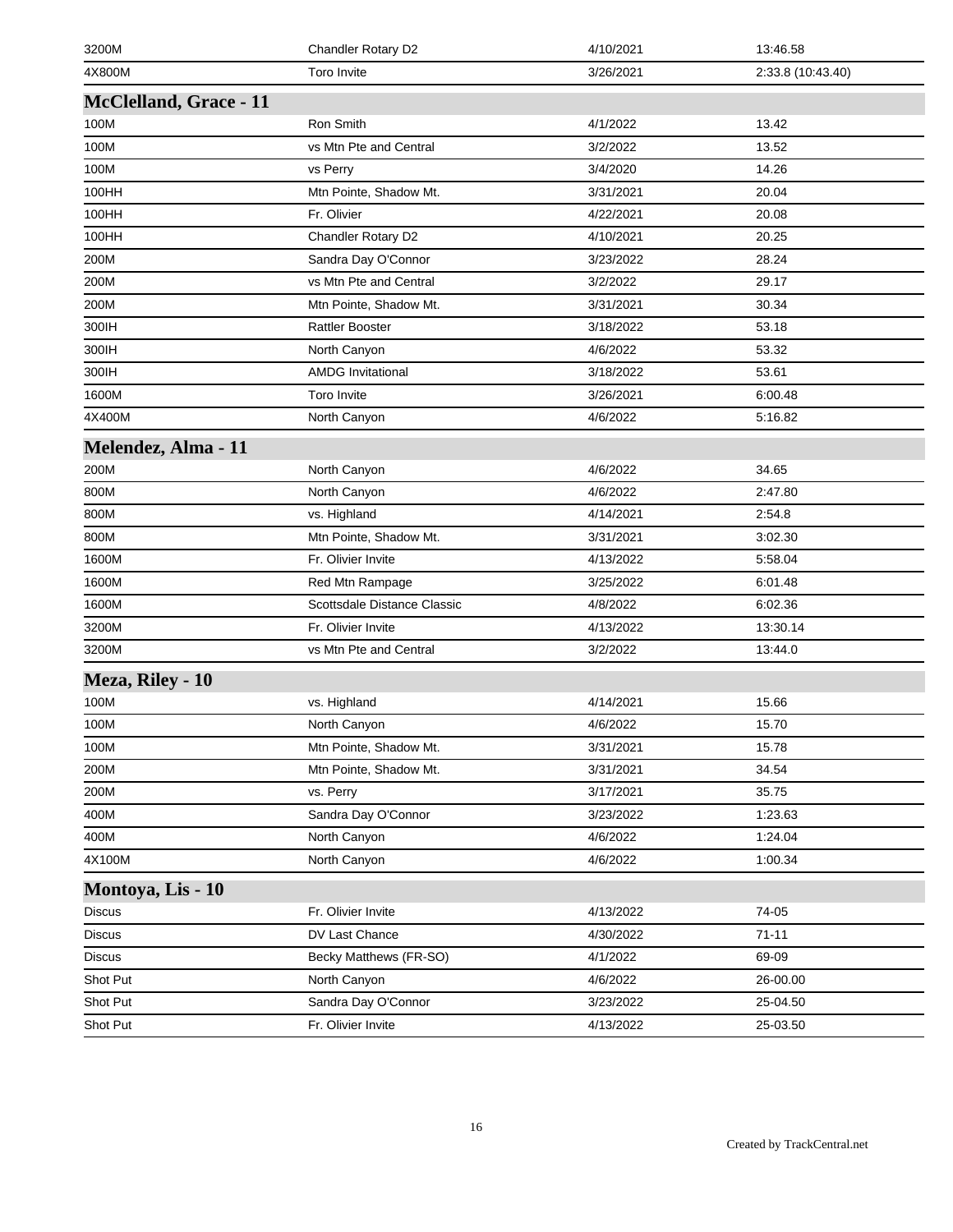| | | | |
|---|---|---|---|
| 3200M | Chandler Rotary D2 | 4/10/2021 | 13:46.58 |
| 4X800M | Toro Invite | 3/26/2021 | 2:33.8 (10:43.40) |

### McClelland, Grace - 11

| | | | |
|---|---|---|---|
| 100M | Ron Smith | 4/1/2022 | 13.42 |
| 100M | vs Mtn Pte and Central | 3/2/2022 | 13.52 |
| 100M | vs Perry | 3/4/2020 | 14.26 |
| 100HH | Mtn Pointe, Shadow Mt. | 3/31/2021 | 20.04 |
| 100HH | Fr. Olivier | 4/22/2021 | 20.08 |
| 100HH | Chandler Rotary D2 | 4/10/2021 | 20.25 |
| 200M | Sandra Day O'Connor | 3/23/2022 | 28.24 |
| 200M | vs Mtn Pte and Central | 3/2/2022 | 29.17 |
| 200M | Mtn Pointe, Shadow Mt. | 3/31/2021 | 30.34 |
| 300IH | Rattler Booster | 3/18/2022 | 53.18 |
| 300IH | North Canyon | 4/6/2022 | 53.32 |
| 300IH | AMDG Invitational | 3/18/2022 | 53.61 |
| 1600M | Toro Invite | 3/26/2021 | 6:00.48 |
| 4X400M | North Canyon | 4/6/2022 | 5:16.82 |

### Melendez, Alma - 11

| | | | |
|---|---|---|---|
| 200M | North Canyon | 4/6/2022 | 34.65 |
| 800M | North Canyon | 4/6/2022 | 2:47.80 |
| 800M | vs. Highland | 4/14/2021 | 2:54.8 |
| 800M | Mtn Pointe, Shadow Mt. | 3/31/2021 | 3:02.30 |
| 1600M | Fr. Olivier Invite | 4/13/2022 | 5:58.04 |
| 1600M | Red Mtn Rampage | 3/25/2022 | 6:01.48 |
| 1600M | Scottsdale Distance Classic | 4/8/2022 | 6:02.36 |
| 3200M | Fr. Olivier Invite | 4/13/2022 | 13:30.14 |
| 3200M | vs Mtn Pte and Central | 3/2/2022 | 13:44.0 |

### Meza, Riley - 10

| | | | |
|---|---|---|---|
| 100M | vs. Highland | 4/14/2021 | 15.66 |
| 100M | North Canyon | 4/6/2022 | 15.70 |
| 100M | Mtn Pointe, Shadow Mt. | 3/31/2021 | 15.78 |
| 200M | Mtn Pointe, Shadow Mt. | 3/31/2021 | 34.54 |
| 200M | vs. Perry | 3/17/2021 | 35.75 |
| 400M | Sandra Day O'Connor | 3/23/2022 | 1:23.63 |
| 400M | North Canyon | 4/6/2022 | 1:24.04 |
| 4X100M | North Canyon | 4/6/2022 | 1:00.34 |

### Montoya, Lis - 10

| | | | |
|---|---|---|---|
| Discus | Fr. Olivier Invite | 4/13/2022 | 74-05 |
| Discus | DV Last Chance | 4/30/2022 | 71-11 |
| Discus | Becky Matthews (FR-SO) | 4/1/2022 | 69-09 |
| Shot Put | North Canyon | 4/6/2022 | 26-00.00 |
| Shot Put | Sandra Day O'Connor | 3/23/2022 | 25-04.50 |
| Shot Put | Fr. Olivier Invite | 4/13/2022 | 25-03.50 |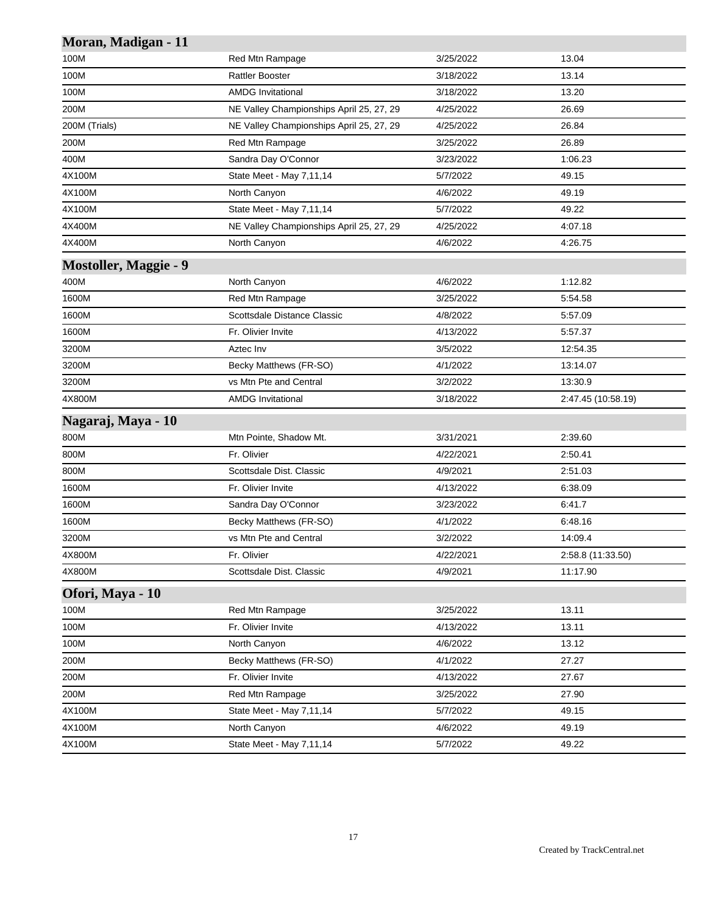## Moran, Madigan - 11

| | | | |
|---|---|---|---|
| 100M | Red Mtn Rampage | 3/25/2022 | 13.04 |
| 100M | Rattler Booster | 3/18/2022 | 13.14 |
| 100M | AMDG Invitational | 3/18/2022 | 13.20 |
| 200M | NE Valley Championships April 25, 27, 29 | 4/25/2022 | 26.69 |
| 200M (Trials) | NE Valley Championships April 25, 27, 29 | 4/25/2022 | 26.84 |
| 200M | Red Mtn Rampage | 3/25/2022 | 26.89 |
| 400M | Sandra Day O'Connor | 3/23/2022 | 1:06.23 |
| 4X100M | State Meet - May 7,11,14 | 5/7/2022 | 49.15 |
| 4X100M | North Canyon | 4/6/2022 | 49.19 |
| 4X100M | State Meet - May 7,11,14 | 5/7/2022 | 49.22 |
| 4X400M | NE Valley Championships April 25, 27, 29 | 4/25/2022 | 4:07.18 |
| 4X400M | North Canyon | 4/6/2022 | 4:26.75 |

## Mostoller, Maggie - 9

| | | | |
|---|---|---|---|
| 400M | North Canyon | 4/6/2022 | 1:12.82 |
| 1600M | Red Mtn Rampage | 3/25/2022 | 5:54.58 |
| 1600M | Scottsdale Distance Classic | 4/8/2022 | 5:57.09 |
| 1600M | Fr. Olivier Invite | 4/13/2022 | 5:57.37 |
| 3200M | Aztec Inv | 3/5/2022 | 12:54.35 |
| 3200M | Becky Matthews (FR-SO) | 4/1/2022 | 13:14.07 |
| 3200M | vs Mtn Pte and Central | 3/2/2022 | 13:30.9 |
| 4X800M | AMDG Invitational | 3/18/2022 | 2:47.45 (10:58.19) |

## Nagaraj, Maya - 10

| | | | |
|---|---|---|---|
| 800M | Mtn Pointe, Shadow Mt. | 3/31/2021 | 2:39.60 |
| 800M | Fr. Olivier | 4/22/2021 | 2:50.41 |
| 800M | Scottsdale Dist. Classic | 4/9/2021 | 2:51.03 |
| 1600M | Fr. Olivier Invite | 4/13/2022 | 6:38.09 |
| 1600M | Sandra Day O'Connor | 3/23/2022 | 6:41.7 |
| 1600M | Becky Matthews (FR-SO) | 4/1/2022 | 6:48.16 |
| 3200M | vs Mtn Pte and Central | 3/2/2022 | 14:09.4 |
| 4X800M | Fr. Olivier | 4/22/2021 | 2:58.8 (11:33.50) |
| 4X800M | Scottsdale Dist. Classic | 4/9/2021 | 11:17.90 |

## Ofori, Maya - 10

| | | | |
|---|---|---|---|
| 100M | Red Mtn Rampage | 3/25/2022 | 13.11 |
| 100M | Fr. Olivier Invite | 4/13/2022 | 13.11 |
| 100M | North Canyon | 4/6/2022 | 13.12 |
| 200M | Becky Matthews (FR-SO) | 4/1/2022 | 27.27 |
| 200M | Fr. Olivier Invite | 4/13/2022 | 27.67 |
| 200M | Red Mtn Rampage | 3/25/2022 | 27.90 |
| 4X100M | State Meet - May 7,11,14 | 5/7/2022 | 49.15 |
| 4X100M | North Canyon | 4/6/2022 | 49.19 |
| 4X100M | State Meet - May 7,11,14 | 5/7/2022 | 49.22 |

Created by TrackCentral.net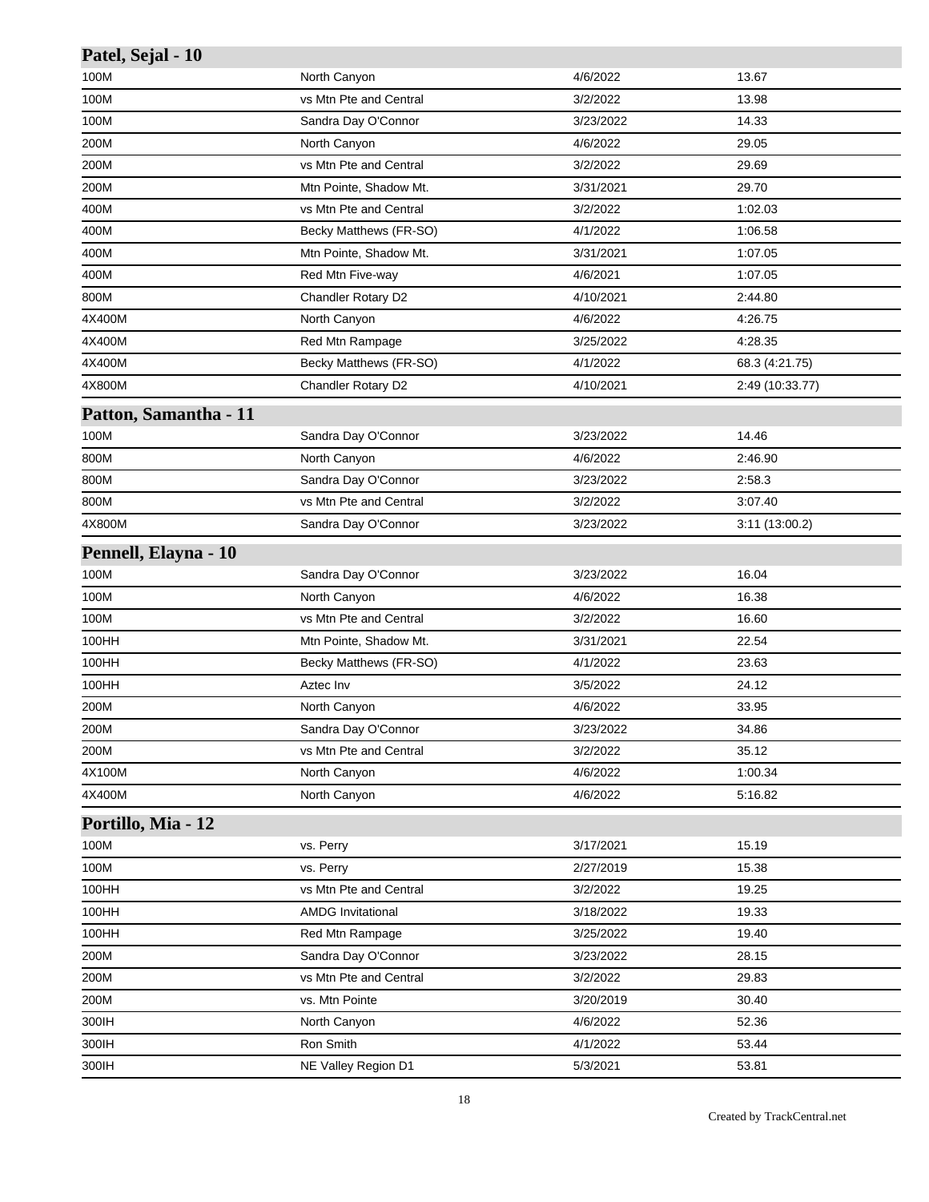## Patel, Sejal - 10

| | | | |
|---|---|---|---|
| 100M | North Canyon | 4/6/2022 | 13.67 |
| 100M | vs Mtn Pte and Central | 3/2/2022 | 13.98 |
| 100M | Sandra Day O'Connor | 3/23/2022 | 14.33 |
| 200M | North Canyon | 4/6/2022 | 29.05 |
| 200M | vs Mtn Pte and Central | 3/2/2022 | 29.69 |
| 200M | Mtn Pointe, Shadow Mt. | 3/31/2021 | 29.70 |
| 400M | vs Mtn Pte and Central | 3/2/2022 | 1:02.03 |
| 400M | Becky Matthews (FR-SO) | 4/1/2022 | 1:06.58 |
| 400M | Mtn Pointe, Shadow Mt. | 3/31/2021 | 1:07.05 |
| 400M | Red Mtn Five-way | 4/6/2021 | 1:07.05 |
| 800M | Chandler Rotary D2 | 4/10/2021 | 2:44.80 |
| 4X400M | North Canyon | 4/6/2022 | 4:26.75 |
| 4X400M | Red Mtn Rampage | 3/25/2022 | 4:28.35 |
| 4X400M | Becky Matthews (FR-SO) | 4/1/2022 | 68.3 (4:21.75) |
| 4X800M | Chandler Rotary D2 | 4/10/2021 | 2:49 (10:33.77) |

## Patton, Samantha - 11

| | | | |
|---|---|---|---|
| 100M | Sandra Day O'Connor | 3/23/2022 | 14.46 |
| 800M | North Canyon | 4/6/2022 | 2:46.90 |
| 800M | Sandra Day O'Connor | 3/23/2022 | 2:58.3 |
| 800M | vs Mtn Pte and Central | 3/2/2022 | 3:07.40 |
| 4X800M | Sandra Day O'Connor | 3/23/2022 | 3:11 (13:00.2) |

## Pennell, Elayna - 10

| | | | |
|---|---|---|---|
| 100M | Sandra Day O'Connor | 3/23/2022 | 16.04 |
| 100M | North Canyon | 4/6/2022 | 16.38 |
| 100M | vs Mtn Pte and Central | 3/2/2022 | 16.60 |
| 100HH | Mtn Pointe, Shadow Mt. | 3/31/2021 | 22.54 |
| 100HH | Becky Matthews (FR-SO) | 4/1/2022 | 23.63 |
| 100HH | Aztec Inv | 3/5/2022 | 24.12 |
| 200M | North Canyon | 4/6/2022 | 33.95 |
| 200M | Sandra Day O'Connor | 3/23/2022 | 34.86 |
| 200M | vs Mtn Pte and Central | 3/2/2022 | 35.12 |
| 4X100M | North Canyon | 4/6/2022 | 1:00.34 |
| 4X400M | North Canyon | 4/6/2022 | 5:16.82 |

## Portillo, Mia - 12

| | | | |
|---|---|---|---|
| 100M | vs. Perry | 3/17/2021 | 15.19 |
| 100M | vs. Perry | 2/27/2019 | 15.38 |
| 100HH | vs Mtn Pte and Central | 3/2/2022 | 19.25 |
| 100HH | AMDG Invitational | 3/18/2022 | 19.33 |
| 100HH | Red Mtn Rampage | 3/25/2022 | 19.40 |
| 200M | Sandra Day O'Connor | 3/23/2022 | 28.15 |
| 200M | vs Mtn Pte and Central | 3/2/2022 | 29.83 |
| 200M | vs. Mtn Pointe | 3/20/2019 | 30.40 |
| 300IH | North Canyon | 4/6/2022 | 52.36 |
| 300IH | Ron Smith | 4/1/2022 | 53.44 |
| 300IH | NE Valley Region D1 | 5/3/2021 | 53.81 |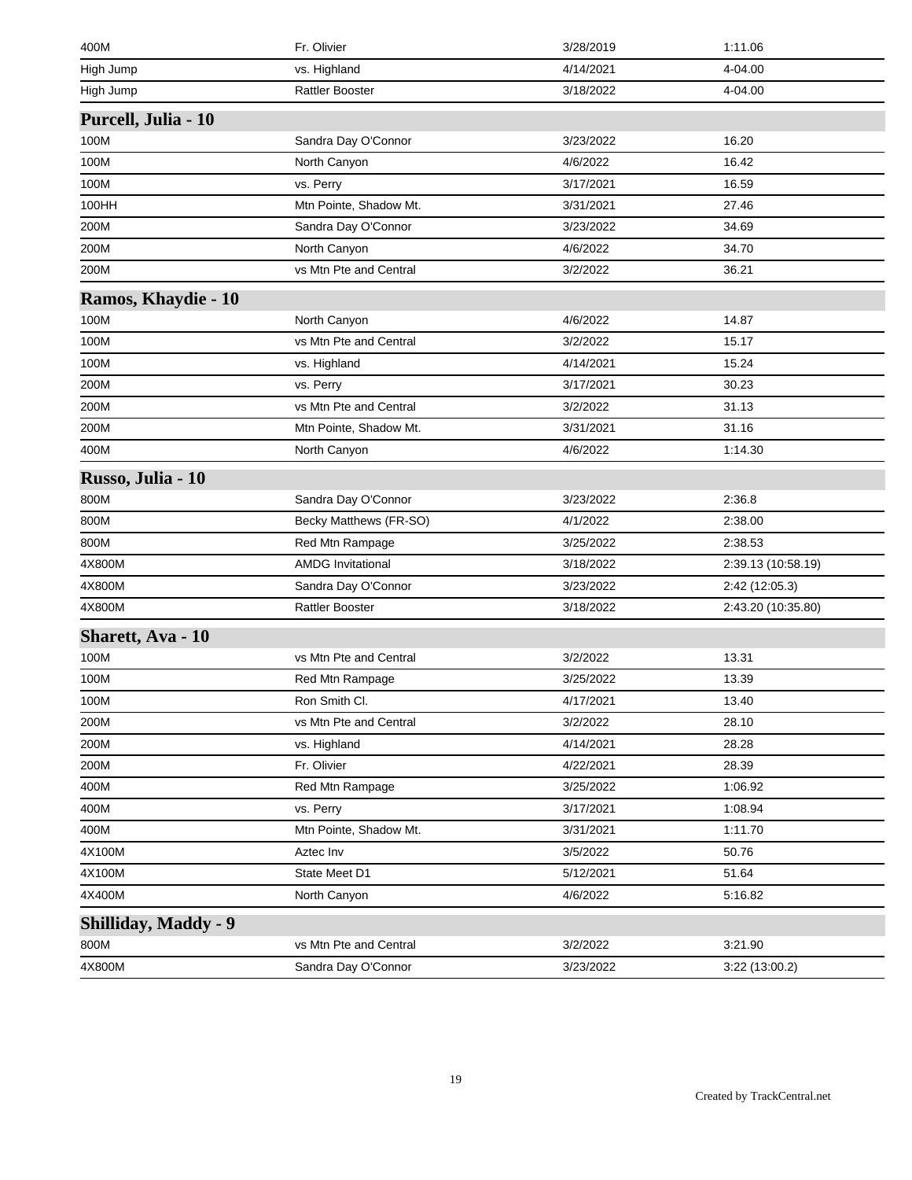| | | | |
|---|---|---|---|
| 400M | Fr. Olivier | 3/28/2019 | 1:11.06 |
| High Jump | vs. Highland | 4/14/2021 | 4-04.00 |
| High Jump | Rattler Booster | 3/18/2022 | 4-04.00 |

## Purcell, Julia - 10

| | | | |
|---|---|---|---|
| 100M | Sandra Day O'Connor | 3/23/2022 | 16.20 |
| 100M | North Canyon | 4/6/2022 | 16.42 |
| 100M | vs. Perry | 3/17/2021 | 16.59 |
| 100HH | Mtn Pointe, Shadow Mt. | 3/31/2021 | 27.46 |
| 200M | Sandra Day O'Connor | 3/23/2022 | 34.69 |
| 200M | North Canyon | 4/6/2022 | 34.70 |
| 200M | vs Mtn Pte and Central | 3/2/2022 | 36.21 |

## Ramos, Khaydie - 10

| | | | |
|---|---|---|---|
| 100M | North Canyon | 4/6/2022 | 14.87 |
| 100M | vs Mtn Pte and Central | 3/2/2022 | 15.17 |
| 100M | vs. Highland | 4/14/2021 | 15.24 |
| 200M | vs. Perry | 3/17/2021 | 30.23 |
| 200M | vs Mtn Pte and Central | 3/2/2022 | 31.13 |
| 200M | Mtn Pointe, Shadow Mt. | 3/31/2021 | 31.16 |
| 400M | North Canyon | 4/6/2022 | 1:14.30 |

## Russo, Julia - 10

| | | | |
|---|---|---|---|
| 800M | Sandra Day O'Connor | 3/23/2022 | 2:36.8 |
| 800M | Becky Matthews (FR-SO) | 4/1/2022 | 2:38.00 |
| 800M | Red Mtn Rampage | 3/25/2022 | 2:38.53 |
| 4X800M | AMDG Invitational | 3/18/2022 | 2:39.13 (10:58.19) |
| 4X800M | Sandra Day O'Connor | 3/23/2022 | 2:42 (12:05.3) |
| 4X800M | Rattler Booster | 3/18/2022 | 2:43.20 (10:35.80) |

## Sharett, Ava - 10

| | | | |
|---|---|---|---|
| 100M | vs Mtn Pte and Central | 3/2/2022 | 13.31 |
| 100M | Red Mtn Rampage | 3/25/2022 | 13.39 |
| 100M | Ron Smith Cl. | 4/17/2021 | 13.40 |
| 200M | vs Mtn Pte and Central | 3/2/2022 | 28.10 |
| 200M | vs. Highland | 4/14/2021 | 28.28 |
| 200M | Fr. Olivier | 4/22/2021 | 28.39 |
| 400M | Red Mtn Rampage | 3/25/2022 | 1:06.92 |
| 400M | vs. Perry | 3/17/2021 | 1:08.94 |
| 400M | Mtn Pointe, Shadow Mt. | 3/31/2021 | 1:11.70 |
| 4X100M | Aztec Inv | 3/5/2022 | 50.76 |
| 4X100M | State Meet D1 | 5/12/2021 | 51.64 |
| 4X400M | North Canyon | 4/6/2022 | 5:16.82 |

## Shilliday, Maddy - 9

| | | | |
|---|---|---|---|
| 800M | vs Mtn Pte and Central | 3/2/2022 | 3:21.90 |
| 4X800M | Sandra Day O'Connor | 3/23/2022 | 3:22 (13:00.2) |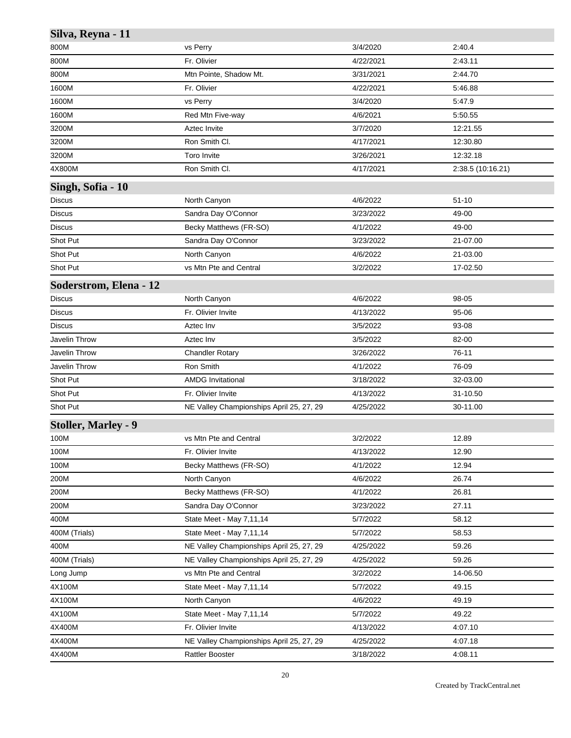## Silva, Reyna - 11

| | | | |
|---|---|---|---|
| 800M | vs Perry | 3/4/2020 | 2:40.4 |
| 800M | Fr. Olivier | 4/22/2021 | 2:43.11 |
| 800M | Mtn Pointe, Shadow Mt. | 3/31/2021 | 2:44.70 |
| 1600M | Fr. Olivier | 4/22/2021 | 5:46.88 |
| 1600M | vs Perry | 3/4/2020 | 5:47.9 |
| 1600M | Red Mtn Five-way | 4/6/2021 | 5:50.55 |
| 3200M | Aztec Invite | 3/7/2020 | 12:21.55 |
| 3200M | Ron Smith Cl. | 4/17/2021 | 12:30.80 |
| 3200M | Toro Invite | 3/26/2021 | 12:32.18 |
| 4X800M | Ron Smith Cl. | 4/17/2021 | 2:38.5 (10:16.21) |

## Singh, Sofia - 10

| | | | |
|---|---|---|---|
| Discus | North Canyon | 4/6/2022 | 51-10 |
| Discus | Sandra Day O'Connor | 3/23/2022 | 49-00 |
| Discus | Becky Matthews (FR-SO) | 4/1/2022 | 49-00 |
| Shot Put | Sandra Day O'Connor | 3/23/2022 | 21-07.00 |
| Shot Put | North Canyon | 4/6/2022 | 21-03.00 |
| Shot Put | vs Mtn Pte and Central | 3/2/2022 | 17-02.50 |

## Soderstrom, Elena - 12

| | | | |
|---|---|---|---|
| Discus | North Canyon | 4/6/2022 | 98-05 |
| Discus | Fr. Olivier Invite | 4/13/2022 | 95-06 |
| Discus | Aztec Inv | 3/5/2022 | 93-08 |
| Javelin Throw | Aztec Inv | 3/5/2022 | 82-00 |
| Javelin Throw | Chandler Rotary | 3/26/2022 | 76-11 |
| Javelin Throw | Ron Smith | 4/1/2022 | 76-09 |
| Shot Put | AMDG Invitational | 3/18/2022 | 32-03.00 |
| Shot Put | Fr. Olivier Invite | 4/13/2022 | 31-10.50 |
| Shot Put | NE Valley Championships April 25, 27, 29 | 4/25/2022 | 30-11.00 |

## Stoller, Marley - 9

| | | | |
|---|---|---|---|
| 100M | vs Mtn Pte and Central | 3/2/2022 | 12.89 |
| 100M | Fr. Olivier Invite | 4/13/2022 | 12.90 |
| 100M | Becky Matthews (FR-SO) | 4/1/2022 | 12.94 |
| 200M | North Canyon | 4/6/2022 | 26.74 |
| 200M | Becky Matthews (FR-SO) | 4/1/2022 | 26.81 |
| 200M | Sandra Day O'Connor | 3/23/2022 | 27.11 |
| 400M | State Meet - May 7,11,14 | 5/7/2022 | 58.12 |
| 400M (Trials) | State Meet - May 7,11,14 | 5/7/2022 | 58.53 |
| 400M | NE Valley Championships April 25, 27, 29 | 4/25/2022 | 59.26 |
| 400M (Trials) | NE Valley Championships April 25, 27, 29 | 4/25/2022 | 59.26 |
| Long Jump | vs Mtn Pte and Central | 3/2/2022 | 14-06.50 |
| 4X100M | State Meet - May 7,11,14 | 5/7/2022 | 49.15 |
| 4X100M | North Canyon | 4/6/2022 | 49.19 |
| 4X100M | State Meet - May 7,11,14 | 5/7/2022 | 49.22 |
| 4X400M | Fr. Olivier Invite | 4/13/2022 | 4:07.10 |
| 4X400M | NE Valley Championships April 25, 27, 29 | 4/25/2022 | 4:07.18 |
| 4X400M | Rattler Booster | 3/18/2022 | 4:08.11 |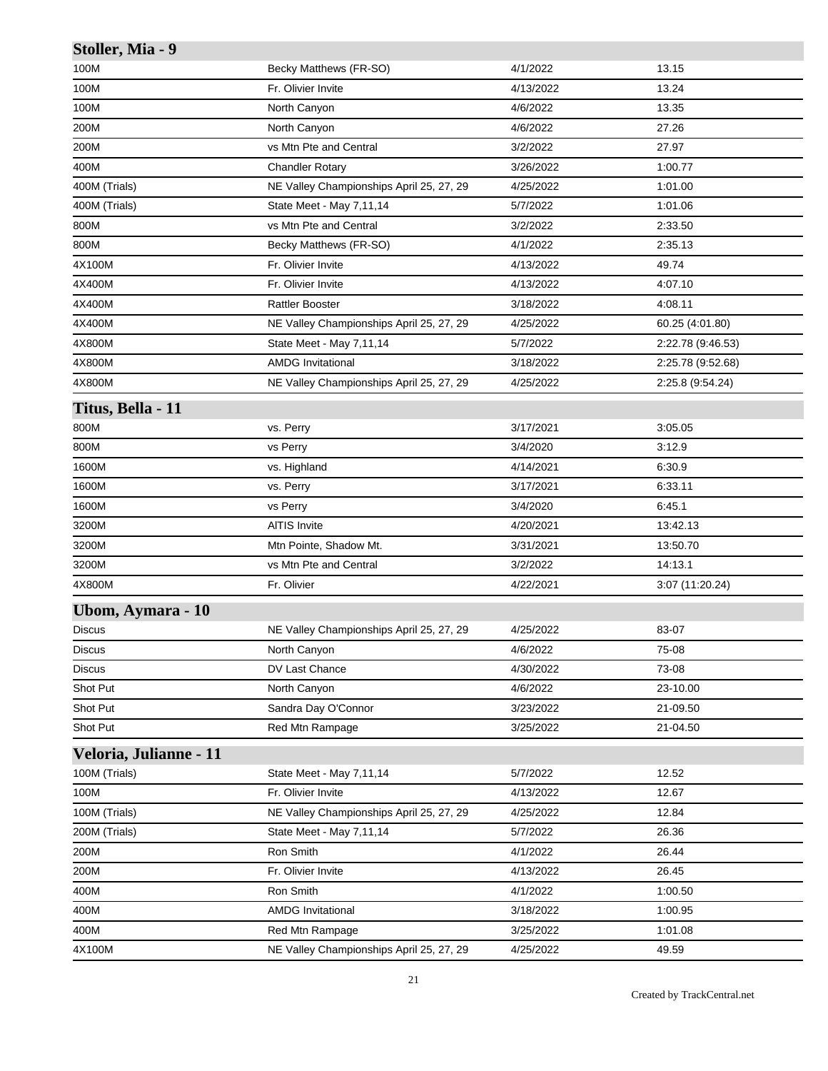## Stoller, Mia - 9

| | | | |
|---|---|---|---|
| 100M | Becky Matthews (FR-SO) | 4/1/2022 | 13.15 |
| 100M | Fr. Olivier Invite | 4/13/2022 | 13.24 |
| 100M | North Canyon | 4/6/2022 | 13.35 |
| 200M | North Canyon | 4/6/2022 | 27.26 |
| 200M | vs Mtn Pte and Central | 3/2/2022 | 27.97 |
| 400M | Chandler Rotary | 3/26/2022 | 1:00.77 |
| 400M (Trials) | NE Valley Championships April 25, 27, 29 | 4/25/2022 | 1:01.00 |
| 400M (Trials) | State Meet - May 7,11,14 | 5/7/2022 | 1:01.06 |
| 800M | vs Mtn Pte and Central | 3/2/2022 | 2:33.50 |
| 800M | Becky Matthews (FR-SO) | 4/1/2022 | 2:35.13 |
| 4X100M | Fr. Olivier Invite | 4/13/2022 | 49.74 |
| 4X400M | Fr. Olivier Invite | 4/13/2022 | 4:07.10 |
| 4X400M | Rattler Booster | 3/18/2022 | 4:08.11 |
| 4X400M | NE Valley Championships April 25, 27, 29 | 4/25/2022 | 60.25 (4:01.80) |
| 4X800M | State Meet - May 7,11,14 | 5/7/2022 | 2:22.78 (9:46.53) |
| 4X800M | AMDG Invitational | 3/18/2022 | 2:25.78 (9:52.68) |
| 4X800M | NE Valley Championships April 25, 27, 29 | 4/25/2022 | 2:25.8 (9:54.24) |

## Titus, Bella - 11

| | | | |
|---|---|---|---|
| 800M | vs. Perry | 3/17/2021 | 3:05.05 |
| 800M | vs Perry | 3/4/2020 | 3:12.9 |
| 1600M | vs. Highland | 4/14/2021 | 6:30.9 |
| 1600M | vs. Perry | 3/17/2021 | 6:33.11 |
| 1600M | vs Perry | 3/4/2020 | 6:45.1 |
| 3200M | AITIS Invite | 4/20/2021 | 13:42.13 |
| 3200M | Mtn Pointe, Shadow Mt. | 3/31/2021 | 13:50.70 |
| 3200M | vs Mtn Pte and Central | 3/2/2022 | 14:13.1 |
| 4X800M | Fr. Olivier | 4/22/2021 | 3:07 (11:20.24) |

## Ubom, Aymara - 10

| | | | |
|---|---|---|---|
| Discus | NE Valley Championships April 25, 27, 29 | 4/25/2022 | 83-07 |
| Discus | North Canyon | 4/6/2022 | 75-08 |
| Discus | DV Last Chance | 4/30/2022 | 73-08 |
| Shot Put | North Canyon | 4/6/2022 | 23-10.00 |
| Shot Put | Sandra Day O'Connor | 3/23/2022 | 21-09.50 |
| Shot Put | Red Mtn Rampage | 3/25/2022 | 21-04.50 |

## Veloria, Julianne - 11

| | | | |
|---|---|---|---|
| 100M (Trials) | State Meet - May 7,11,14 | 5/7/2022 | 12.52 |
| 100M | Fr. Olivier Invite | 4/13/2022 | 12.67 |
| 100M (Trials) | NE Valley Championships April 25, 27, 29 | 4/25/2022 | 12.84 |
| 200M (Trials) | State Meet - May 7,11,14 | 5/7/2022 | 26.36 |
| 200M | Ron Smith | 4/1/2022 | 26.44 |
| 200M | Fr. Olivier Invite | 4/13/2022 | 26.45 |
| 400M | Ron Smith | 4/1/2022 | 1:00.50 |
| 400M | AMDG Invitational | 3/18/2022 | 1:00.95 |
| 400M | Red Mtn Rampage | 3/25/2022 | 1:01.08 |
| 4X100M | NE Valley Championships April 25, 27, 29 | 4/25/2022 | 49.59 |

Created by TrackCentral.net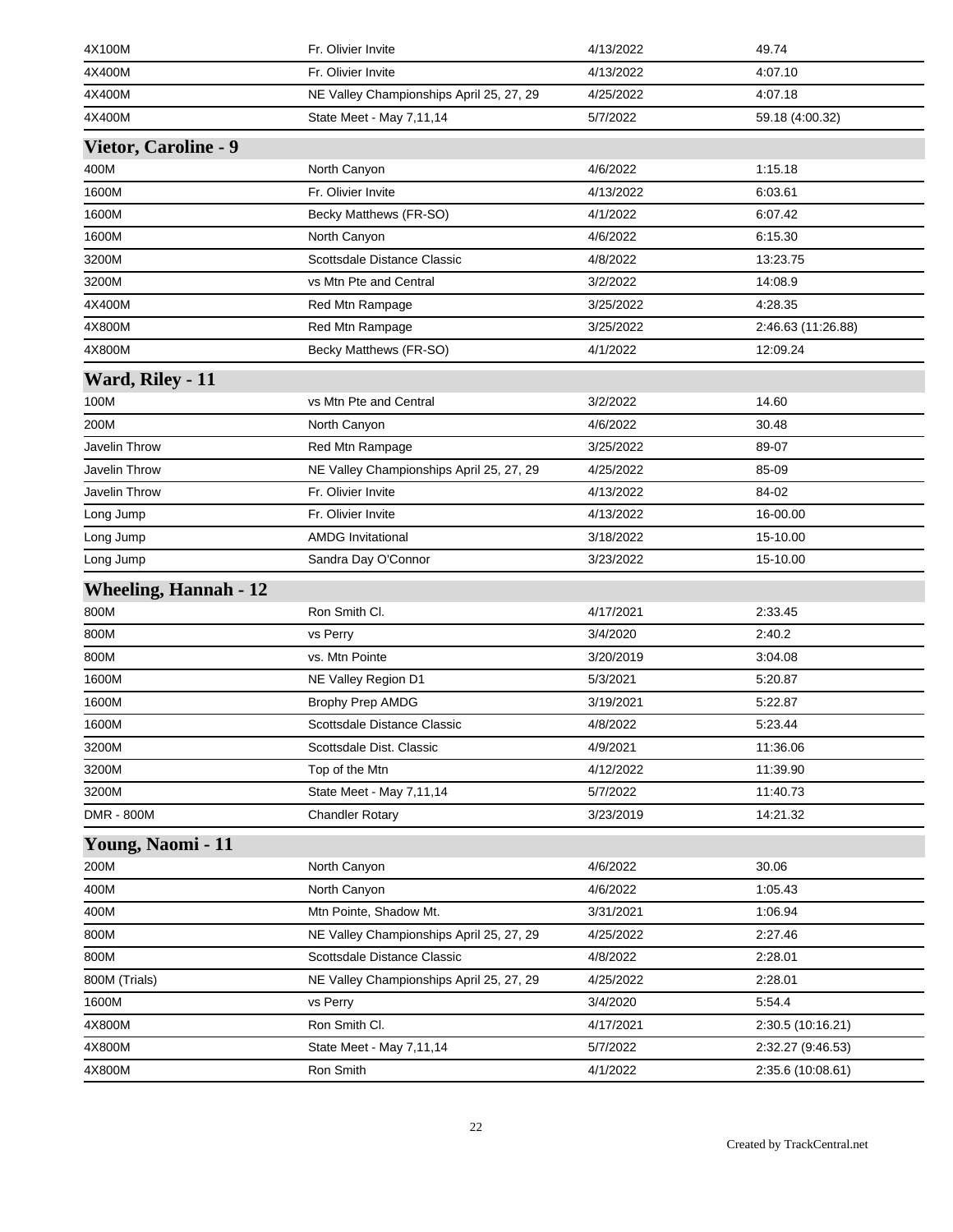| | | | |
|---|---|---|---|
| 4X100M | Fr. Olivier Invite | 4/13/2022 | 49.74 |
| 4X400M | Fr. Olivier Invite | 4/13/2022 | 4:07.10 |
| 4X400M | NE Valley Championships April 25, 27, 29 | 4/25/2022 | 4:07.18 |
| 4X400M | State Meet - May 7,11,14 | 5/7/2022 | 59.18 (4:00.32) |

## Vietor, Caroline - 9

| | | | |
|---|---|---|---|
| 400M | North Canyon | 4/6/2022 | 1:15.18 |
| 1600M | Fr. Olivier Invite | 4/13/2022 | 6:03.61 |
| 1600M | Becky Matthews (FR-SO) | 4/1/2022 | 6:07.42 |
| 1600M | North Canyon | 4/6/2022 | 6:15.30 |
| 3200M | Scottsdale Distance Classic | 4/8/2022 | 13:23.75 |
| 3200M | vs Mtn Pte and Central | 3/2/2022 | 14:08.9 |
| 4X400M | Red Mtn Rampage | 3/25/2022 | 4:28.35 |
| 4X800M | Red Mtn Rampage | 3/25/2022 | 2:46.63 (11:26.88) |
| 4X800M | Becky Matthews (FR-SO) | 4/1/2022 | 12:09.24 |

## Ward, Riley - 11

| | | | |
|---|---|---|---|
| 100M | vs Mtn Pte and Central | 3/2/2022 | 14.60 |
| 200M | North Canyon | 4/6/2022 | 30.48 |
| Javelin Throw | Red Mtn Rampage | 3/25/2022 | 89-07 |
| Javelin Throw | NE Valley Championships April 25, 27, 29 | 4/25/2022 | 85-09 |
| Javelin Throw | Fr. Olivier Invite | 4/13/2022 | 84-02 |
| Long Jump | Fr. Olivier Invite | 4/13/2022 | 16-00.00 |
| Long Jump | AMDG Invitational | 3/18/2022 | 15-10.00 |
| Long Jump | Sandra Day O'Connor | 3/23/2022 | 15-10.00 |

## Wheeling, Hannah - 12

| | | | |
|---|---|---|---|
| 800M | Ron Smith Cl. | 4/17/2021 | 2:33.45 |
| 800M | vs Perry | 3/4/2020 | 2:40.2 |
| 800M | vs. Mtn Pointe | 3/20/2019 | 3:04.08 |
| 1600M | NE Valley Region D1 | 5/3/2021 | 5:20.87 |
| 1600M | Brophy Prep AMDG | 3/19/2021 | 5:22.87 |
| 1600M | Scottsdale Distance Classic | 4/8/2022 | 5:23.44 |
| 3200M | Scottsdale Dist. Classic | 4/9/2021 | 11:36.06 |
| 3200M | Top of the Mtn | 4/12/2022 | 11:39.90 |
| 3200M | State Meet - May 7,11,14 | 5/7/2022 | 11:40.73 |
| DMR - 800M | Chandler Rotary | 3/23/2019 | 14:21.32 |

## Young, Naomi - 11

| | | | |
|---|---|---|---|
| 200M | North Canyon | 4/6/2022 | 30.06 |
| 400M | North Canyon | 4/6/2022 | 1:05.43 |
| 400M | Mtn Pointe, Shadow Mt. | 3/31/2021 | 1:06.94 |
| 800M | NE Valley Championships April 25, 27, 29 | 4/25/2022 | 2:27.46 |
| 800M | Scottsdale Distance Classic | 4/8/2022 | 2:28.01 |
| 800M (Trials) | NE Valley Championships April 25, 27, 29 | 4/25/2022 | 2:28.01 |
| 1600M | vs Perry | 3/4/2020 | 5:54.4 |
| 4X800M | Ron Smith Cl. | 4/17/2021 | 2:30.5 (10:16.21) |
| 4X800M | State Meet - May 7,11,14 | 5/7/2022 | 2:32.27 (9:46.53) |
| 4X800M | Ron Smith | 4/1/2022 | 2:35.6 (10:08.61) |

Created by TrackCentral.net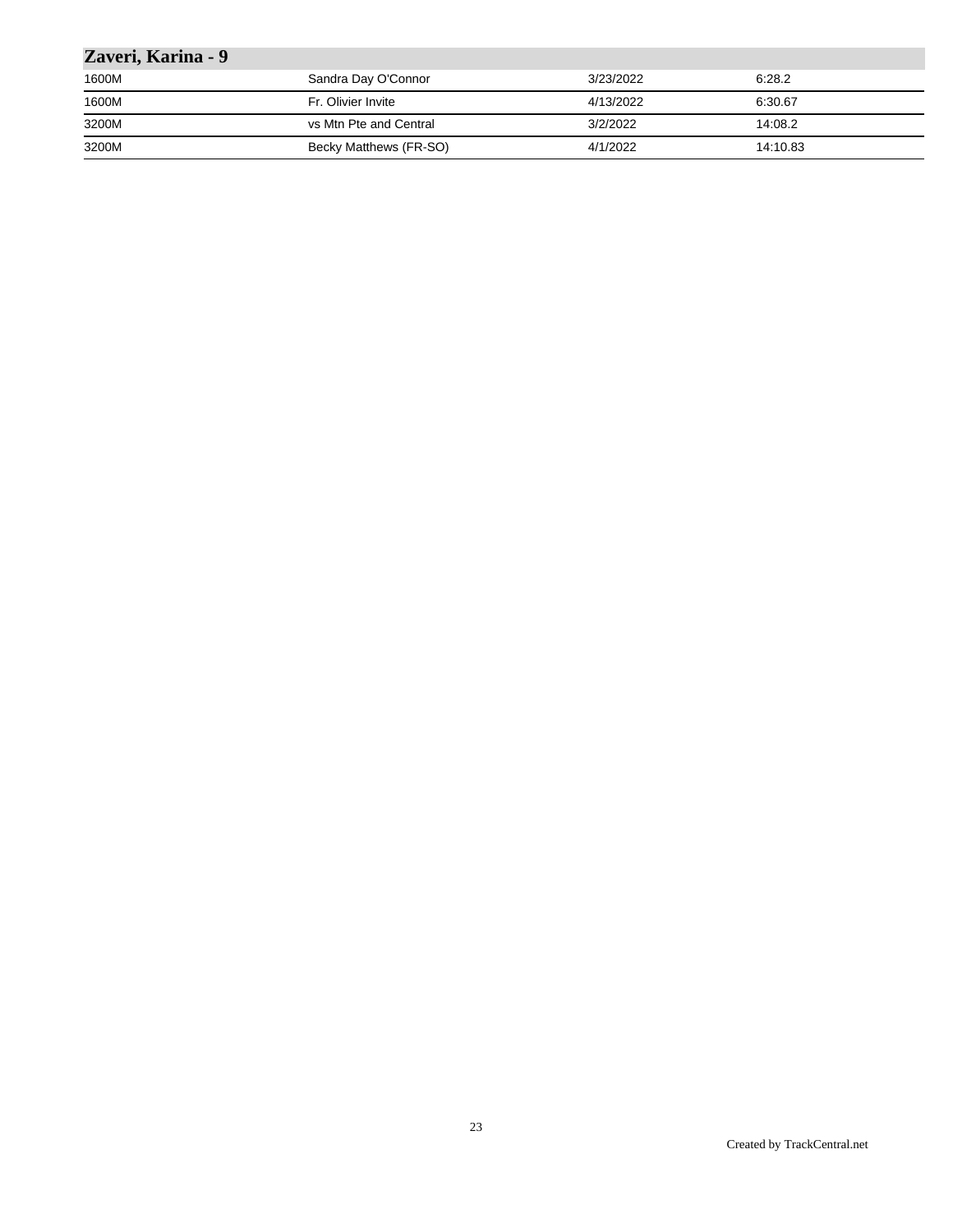## Zaveri, Karina - 9

| | | | |
|---|---|---|---|
| 1600M | Sandra Day O'Connor | 3/23/2022 | 6:28.2 |
| 1600M | Fr. Olivier Invite | 4/13/2022 | 6:30.67 |
| 3200M | vs Mtn Pte and Central | 3/2/2022 | 14:08.2 |
| 3200M | Becky Matthews (FR-SO) | 4/1/2022 | 14:10.83 |

Created by TrackCentral.net